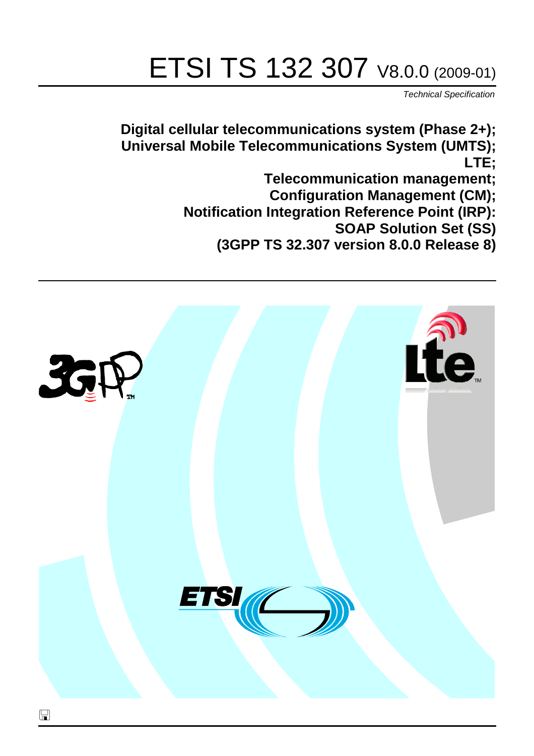# ETSI TS 132 307 V8.0.0 (2009-01)

*Technical Specification*

**Digital cellular telecommunications system (Phase 2+);**
**Universal Mobile Telecommunications System (UMTS);**
**LTE;**
**Telecommunication management;**
**Configuration Management (CM);**
**Notification Integration Reference Point (IRP):**
**SOAP Solution Set (SS)**
**(3GPP TS 32.307 version 8.0.0 Release 8)**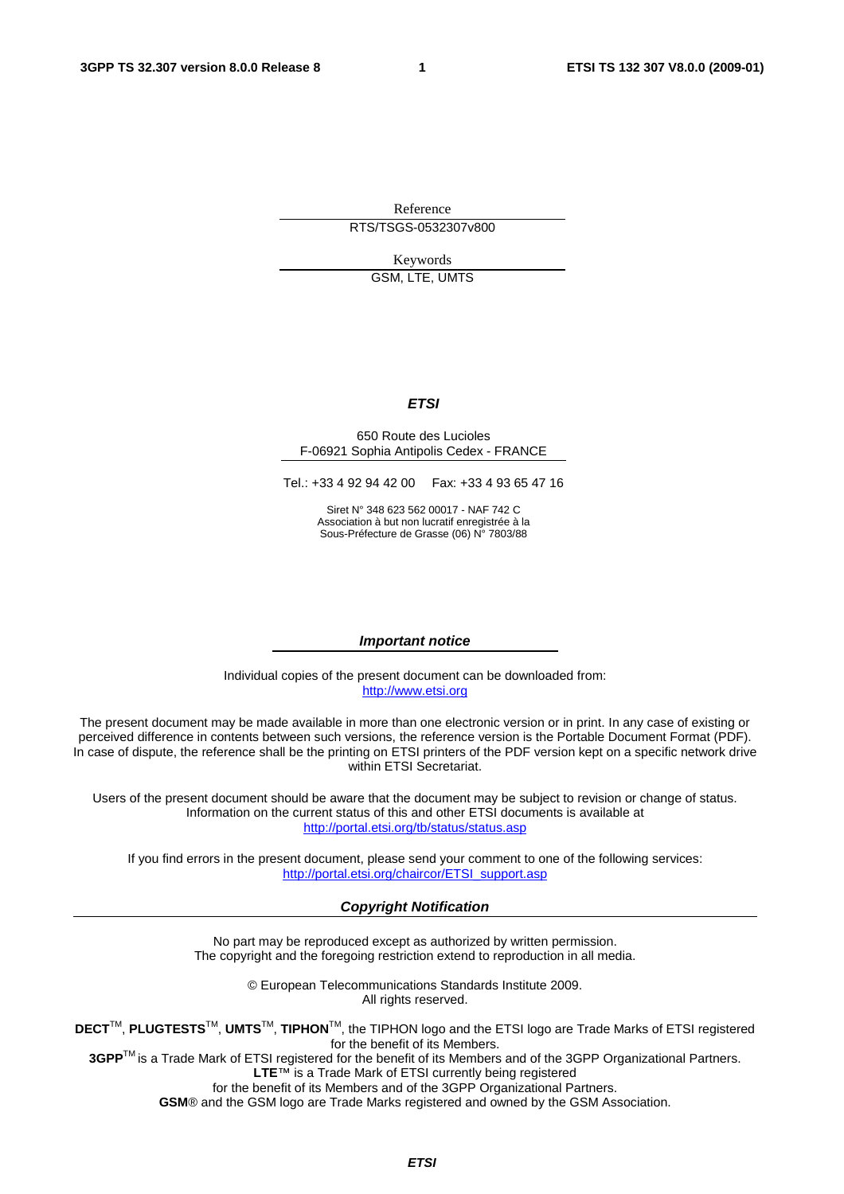Reference

RTS/TSGS-0532307v800

Keywords

GSM, LTE, UMTS

***ETSI***

650 Route des Lucioles
F-06921 Sophia Antipolis Cedex - FRANCE

Tel.: +33 4 92 94 42 00   Fax: +33 4 93 65 47 16

Siret N° 348 623 562 00017 - NAF 742 C
Association à but non lucratif enregistrée à la
Sous-Préfecture de Grasse (06) N° 7803/88

***Important notice***

Individual copies of the present document can be downloaded from:
http://www.etsi.org

The present document may be made available in more than one electronic version or in print. In any case of existing or perceived difference in contents between such versions, the reference version is the Portable Document Format (PDF). In case of dispute, the reference shall be the printing on ETSI printers of the PDF version kept on a specific network drive within ETSI Secretariat.

Users of the present document should be aware that the document may be subject to revision or change of status. Information on the current status of this and other ETSI documents is available at
http://portal.etsi.org/tb/status/status.asp

If you find errors in the present document, please send your comment to one of the following services:
http://portal.etsi.org/chaircor/ETSI_support.asp

***Copyright Notification***

No part may be reproduced except as authorized by written permission.
The copyright and the foregoing restriction extend to reproduction in all media.

© European Telecommunications Standards Institute 2009.
All rights reserved.

**DECT**™, **PLUGTESTS**™, **UMTS**™, **TIPHON**™, the TIPHON logo and the ETSI logo are Trade Marks of ETSI registered for the benefit of its Members.
**3GPP**™ is a Trade Mark of ETSI registered for the benefit of its Members and of the 3GPP Organizational Partners.
**LTE**™ is a Trade Mark of ETSI currently being registered
for the benefit of its Members and of the 3GPP Organizational Partners.
**GSM**® and the GSM logo are Trade Marks registered and owned by the GSM Association.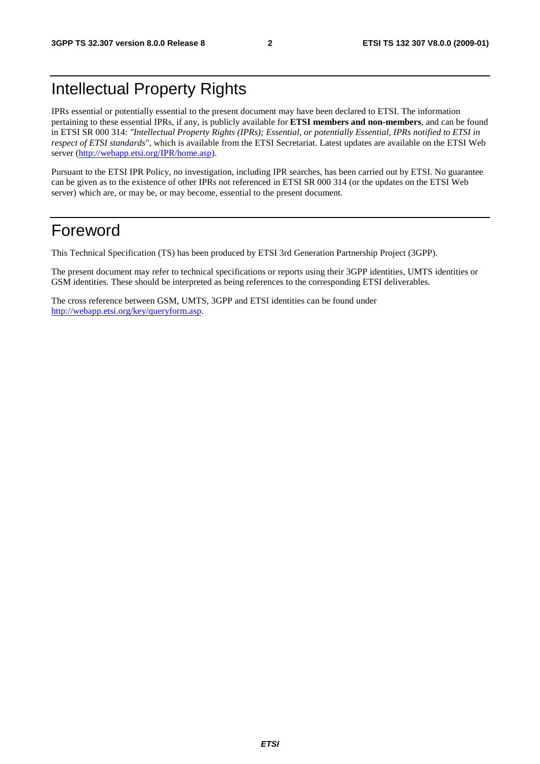# Intellectual Property Rights

IPRs essential or potentially essential to the present document may have been declared to ETSI. The information pertaining to these essential IPRs, if any, is publicly available for **ETSI members and non-members**, and can be found in ETSI SR 000 314: *"Intellectual Property Rights (IPRs); Essential, or potentially Essential, IPRs notified to ETSI in respect of ETSI standards"*, which is available from the ETSI Secretariat. Latest updates are available on the ETSI Web server (http://webapp.etsi.org/IPR/home.asp).

Pursuant to the ETSI IPR Policy, no investigation, including IPR searches, has been carried out by ETSI. No guarantee can be given as to the existence of other IPRs not referenced in ETSI SR 000 314 (or the updates on the ETSI Web server) which are, or may be, or may become, essential to the present document.

# Foreword

This Technical Specification (TS) has been produced by ETSI 3rd Generation Partnership Project (3GPP).

The present document may refer to technical specifications or reports using their 3GPP identities, UMTS identities or GSM identities. These should be interpreted as being references to the corresponding ETSI deliverables.

The cross reference between GSM, UMTS, 3GPP and ETSI identities can be found under http://webapp.etsi.org/key/queryform.asp.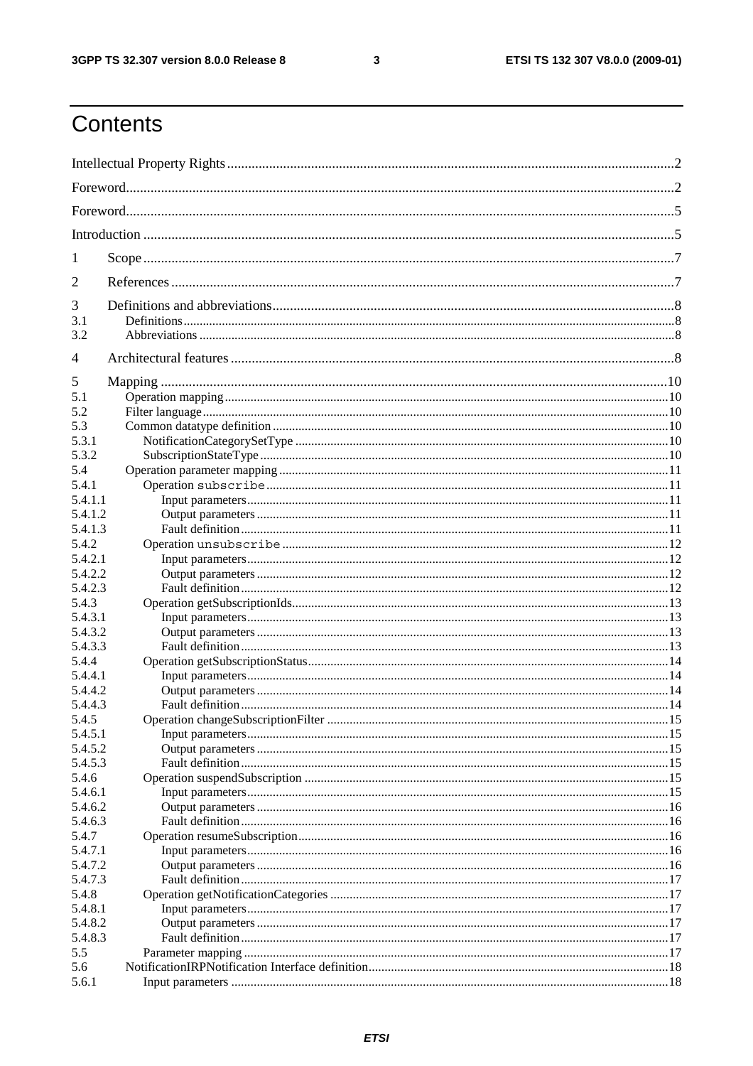# Contents

Intellectual Property Rights ....................................................................................................................2

Foreword....................................................................................................................................................2

Foreword....................................................................................................................................................5

Introduction ..............................................................................................................................................5

1 Scope ......................................................................................................................................................7

2 References ..............................................................................................................................................7

3 Definitions and abbreviations...................................................................................................................8

3.1 Definitions.............................................................................................................................................8

3.2 Abbreviations ........................................................................................................................................8

4 Architectural features ...............................................................................................................................8

5 Mapping .................................................................................................................................................10

5.1 Operation mapping.................................................................................................................................10

5.2 Filter language........................................................................................................................................10

5.3 Common datatype definition ..................................................................................................................10

5.3.1 NotificationCategorySetType ................................................................................................................10

5.3.2 SubscriptionStateType .........................................................................................................................10

5.4 Operation parameter mapping .................................................................................................................11

5.4.1 Operation `subscribe`...........................................................................................................................11

5.4.1.1 Input parameters..................................................................................................................................11

5.4.1.2 Output parameters ...............................................................................................................................11

5.4.1.3 Fault definition....................................................................................................................................11

5.4.2 Operation `unsubscribe` .......................................................................................................................12

5.4.2.1 Input parameters..................................................................................................................................12

5.4.2.2 Output parameters ...............................................................................................................................12

5.4.2.3 Fault definition....................................................................................................................................12

5.4.3 Operation getSubscriptionIds...................................................................................................................13

5.4.3.1 Input parameters..................................................................................................................................13

5.4.3.2 Output parameters ...............................................................................................................................13

5.4.3.3 Fault definition....................................................................................................................................13

5.4.4 Operation getSubscriptionStatus...............................................................................................................14

5.4.4.1 Input parameters..................................................................................................................................14

5.4.4.2 Output parameters ...............................................................................................................................14

5.4.4.3 Fault definition....................................................................................................................................14

5.4.5 Operation changeSubscriptionFilter ........................................................................................................15

5.4.5.1 Input parameters..................................................................................................................................15

5.4.5.2 Output parameters ...............................................................................................................................15

5.4.5.3 Fault definition....................................................................................................................................15

5.4.6 Operation suspendSubscription ...............................................................................................................15

5.4.6.1 Input parameters..................................................................................................................................15

5.4.6.2 Output parameters ...............................................................................................................................16

5.4.6.3 Fault definition....................................................................................................................................16

5.4.7 Operation resumeSubscription..................................................................................................................16

5.4.7.1 Input parameters..................................................................................................................................16

5.4.7.2 Output parameters ...............................................................................................................................16

5.4.7.3 Fault definition....................................................................................................................................17

5.4.8 Operation getNotificationCategories ........................................................................................................17

5.4.8.1 Input parameters..................................................................................................................................17

5.4.8.2 Output parameters ...............................................................................................................................17

5.4.8.3 Fault definition....................................................................................................................................17

5.5 Parameter mapping ................................................................................................................................17

5.6 NotificationIRPNotification Interface definition...........................................................................................18

5.6.1 Input parameters ....................................................................................................................................18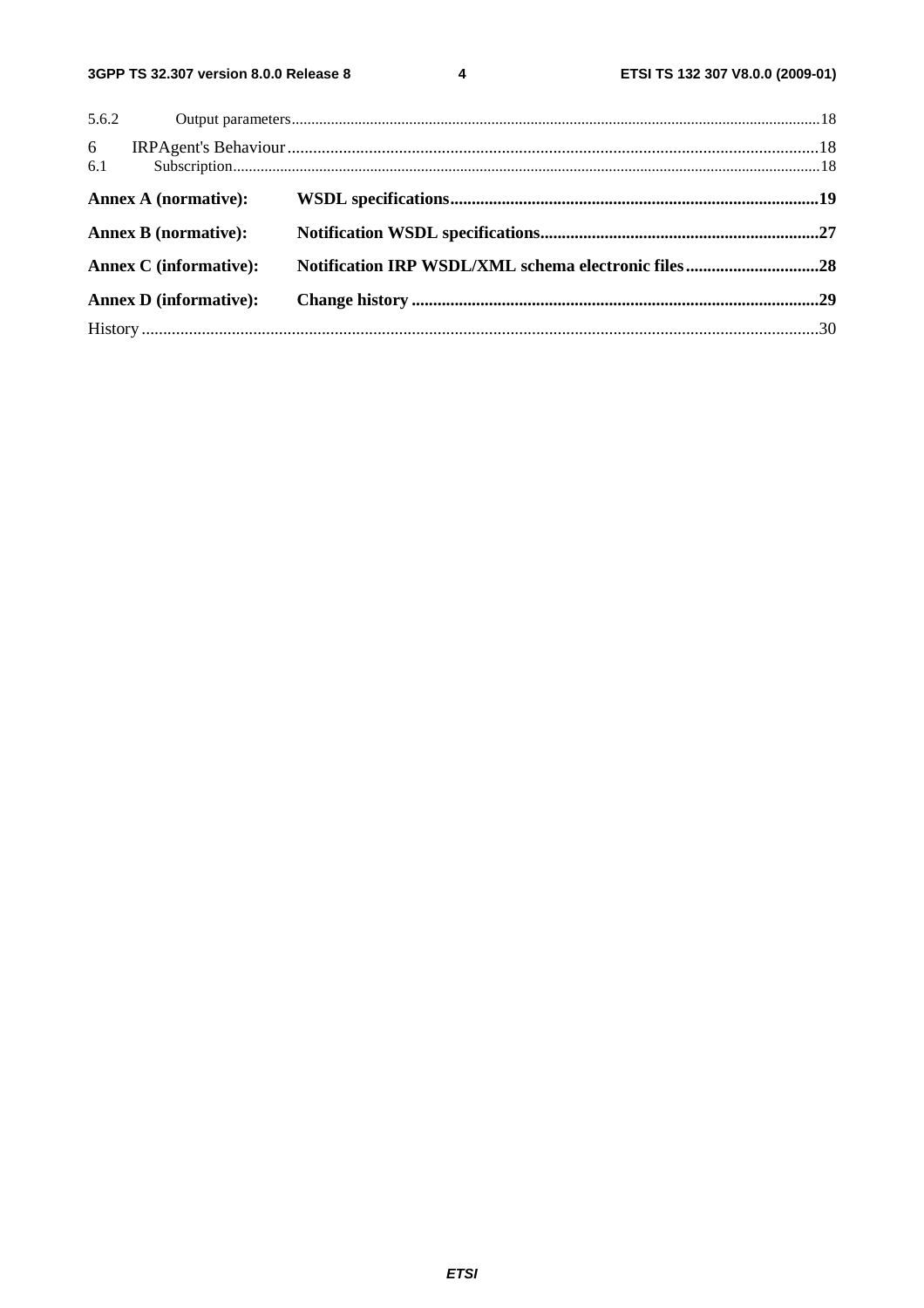5.6.2 Output parameters ... 18

6 IRPAgent's Behaviour ... 18

6.1 Subscription ... 18

**Annex A (normative): WSDL specifications ... 19**

**Annex B (normative): Notification WSDL specifications ... 27**

**Annex C (informative): Notification IRP WSDL/XML schema electronic files ... 28**

**Annex D (informative): Change history ... 29**

History ... 30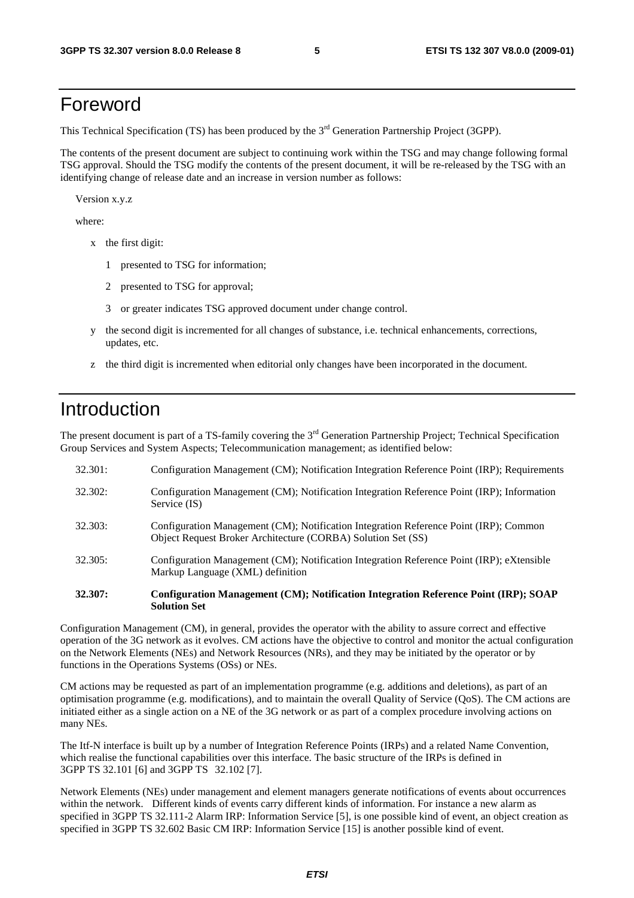# Foreword

This Technical Specification (TS) has been produced by the 3rd Generation Partnership Project (3GPP).

The contents of the present document are subject to continuing work within the TSG and may change following formal TSG approval. Should the TSG modify the contents of the present document, it will be re-released by the TSG with an identifying change of release date and an increase in version number as follows:

Version x.y.z

where:

- x the first digit:
  - 1 presented to TSG for information;
  - 2 presented to TSG for approval;
  - 3 or greater indicates TSG approved document under change control.
- y the second digit is incremented for all changes of substance, i.e. technical enhancements, corrections, updates, etc.
- z the third digit is incremented when editorial only changes have been incorporated in the document.

# Introduction

The present document is part of a TS-family covering the 3rd Generation Partnership Project; Technical Specification Group Services and System Aspects; Telecommunication management; as identified below:

| | |
|---|---|
| 32.301: | Configuration Management (CM); Notification Integration Reference Point (IRP); Requirements |
| 32.302: | Configuration Management (CM); Notification Integration Reference Point (IRP); Information Service (IS) |
| 32.303: | Configuration Management (CM); Notification Integration Reference Point (IRP); Common Object Request Broker Architecture (CORBA) Solution Set (SS) |
| 32.305: | Configuration Management (CM); Notification Integration Reference Point (IRP); eXtensible Markup Language (XML) definition |
| **32.307:** | **Configuration Management (CM); Notification Integration Reference Point (IRP); SOAP Solution Set** |

Configuration Management (CM), in general, provides the operator with the ability to assure correct and effective operation of the 3G network as it evolves. CM actions have the objective to control and monitor the actual configuration on the Network Elements (NEs) and Network Resources (NRs), and they may be initiated by the operator or by functions in the Operations Systems (OSs) or NEs.

CM actions may be requested as part of an implementation programme (e.g. additions and deletions), as part of an optimisation programme (e.g. modifications), and to maintain the overall Quality of Service (QoS). The CM actions are initiated either as a single action on a NE of the 3G network or as part of a complex procedure involving actions on many NEs.

The Itf-N interface is built up by a number of Integration Reference Points (IRPs) and a related Name Convention, which realise the functional capabilities over this interface. The basic structure of the IRPs is defined in 3GPP TS 32.101 [6] and 3GPP TS 32.102 [7].

Network Elements (NEs) under management and element managers generate notifications of events about occurrences within the network. Different kinds of events carry different kinds of information. For instance a new alarm as specified in 3GPP TS 32.111-2 Alarm IRP: Information Service [5], is one possible kind of event, an object creation as specified in 3GPP TS 32.602 Basic CM IRP: Information Service [15] is another possible kind of event.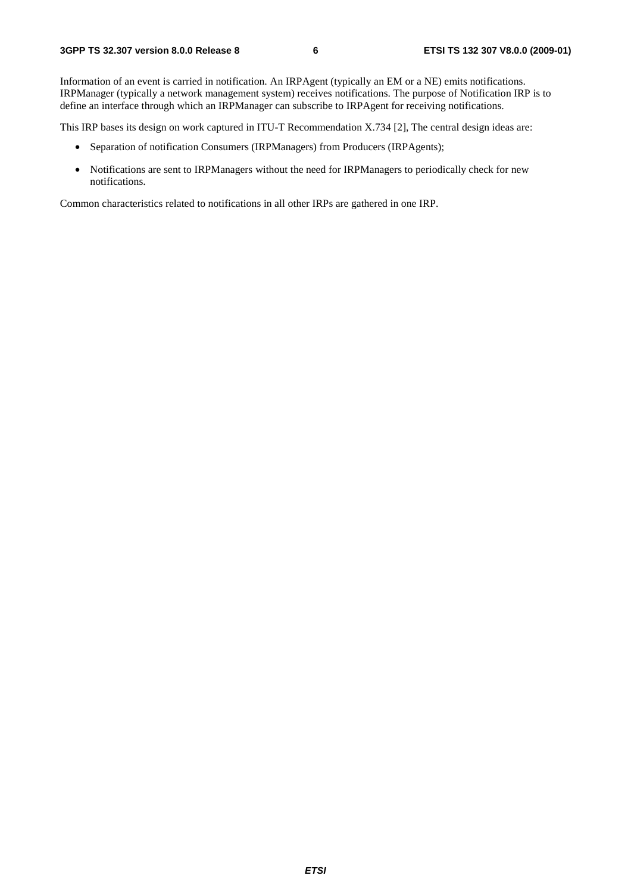Information of an event is carried in notification. An IRPAgent (typically an EM or a NE) emits notifications. IRPManager (typically a network management system) receives notifications. The purpose of Notification IRP is to define an interface through which an IRPManager can subscribe to IRPAgent for receiving notifications.

This IRP bases its design on work captured in ITU-T Recommendation X.734 [2], The central design ideas are:

- Separation of notification Consumers (IRPManagers) from Producers (IRPAgents);
- Notifications are sent to IRPManagers without the need for IRPManagers to periodically check for new notifications.

Common characteristics related to notifications in all other IRPs are gathered in one IRP.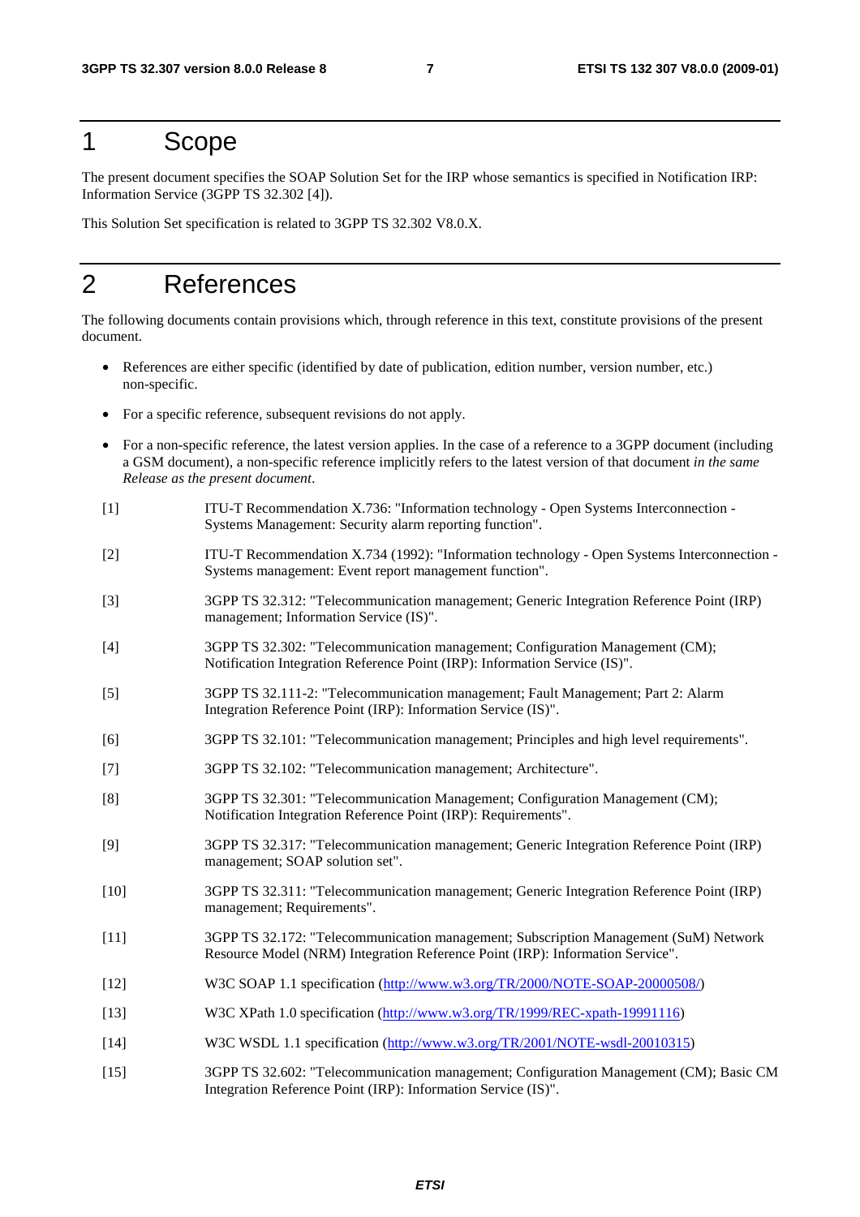# 1 Scope

The present document specifies the SOAP Solution Set for the IRP whose semantics is specified in Notification IRP: Information Service (3GPP TS 32.302 [4]).

This Solution Set specification is related to 3GPP TS 32.302 V8.0.X.

# 2 References

The following documents contain provisions which, through reference in this text, constitute provisions of the present document.

- References are either specific (identified by date of publication, edition number, version number, etc.) non-specific.
- For a specific reference, subsequent revisions do not apply.
- For a non-specific reference, the latest version applies. In the case of a reference to a 3GPP document (including a GSM document), a non-specific reference implicitly refers to the latest version of that document *in the same Release as the present document*.

[1] ITU-T Recommendation X.736: "Information technology - Open Systems Interconnection - Systems Management: Security alarm reporting function".

[2] ITU-T Recommendation X.734 (1992): "Information technology - Open Systems Interconnection - Systems management: Event report management function".

[3] 3GPP TS 32.312: "Telecommunication management; Generic Integration Reference Point (IRP) management; Information Service (IS)".

[4] 3GPP TS 32.302: "Telecommunication management; Configuration Management (CM); Notification Integration Reference Point (IRP): Information Service (IS)".

[5] 3GPP TS 32.111-2: "Telecommunication management; Fault Management; Part 2: Alarm Integration Reference Point (IRP): Information Service (IS)".

[6] 3GPP TS 32.101: "Telecommunication management; Principles and high level requirements".

[7] 3GPP TS 32.102: "Telecommunication management; Architecture".

[8] 3GPP TS 32.301: "Telecommunication Management; Configuration Management (CM); Notification Integration Reference Point (IRP): Requirements".

[9] 3GPP TS 32.317: "Telecommunication management; Generic Integration Reference Point (IRP) management; SOAP solution set".

[10] 3GPP TS 32.311: "Telecommunication management; Generic Integration Reference Point (IRP) management; Requirements".

[11] 3GPP TS 32.172: "Telecommunication management; Subscription Management (SuM) Network Resource Model (NRM) Integration Reference Point (IRP): Information Service".

[12] W3C SOAP 1.1 specification (http://www.w3.org/TR/2000/NOTE-SOAP-20000508/)

[13] W3C XPath 1.0 specification (http://www.w3.org/TR/1999/REC-xpath-19991116)

[14] W3C WSDL 1.1 specification (http://www.w3.org/TR/2001/NOTE-wsdl-20010315)

[15] 3GPP TS 32.602: "Telecommunication management; Configuration Management (CM); Basic CM Integration Reference Point (IRP): Information Service (IS)".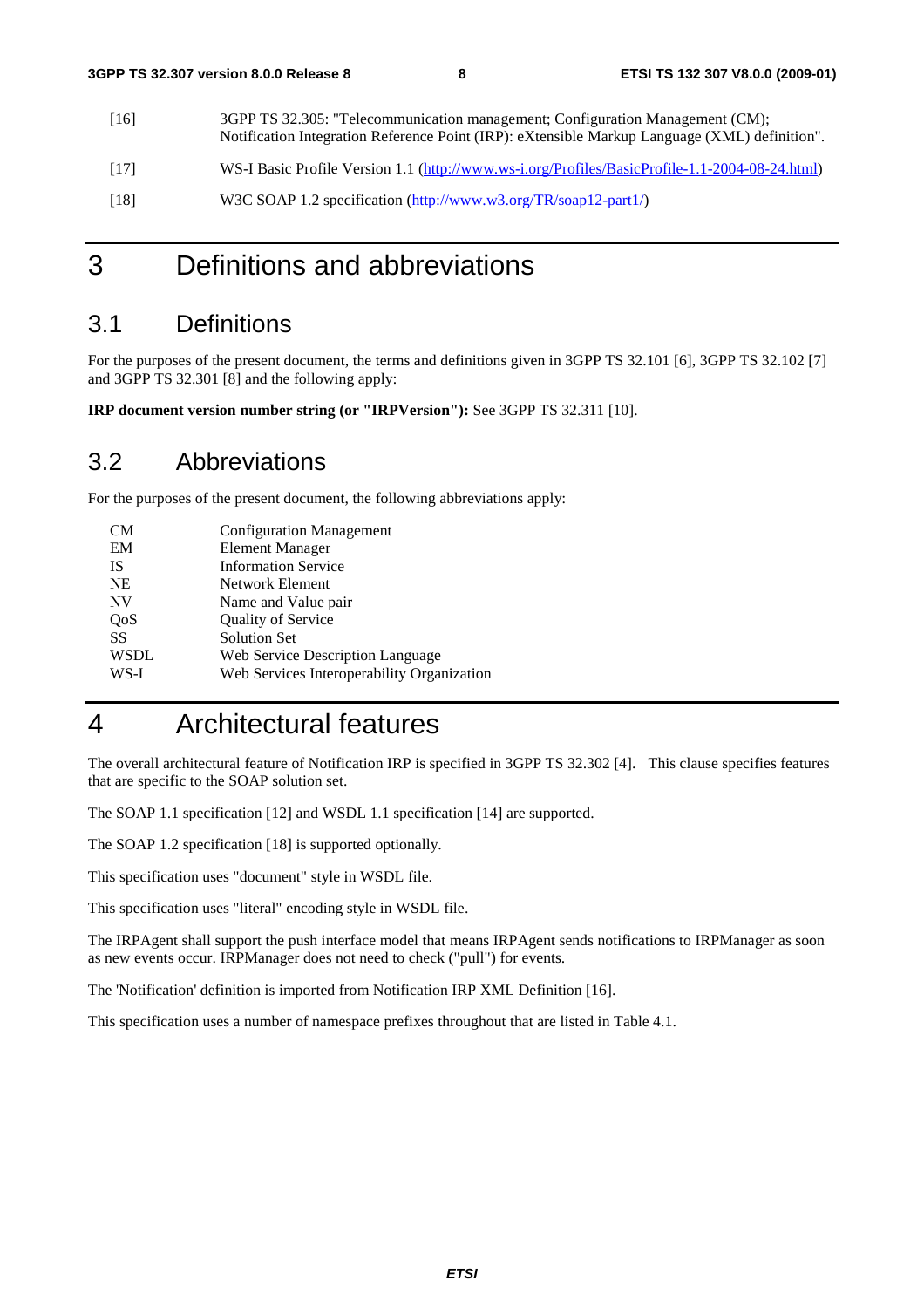[16] 3GPP TS 32.305: "Telecommunication management; Configuration Management (CM); Notification Integration Reference Point (IRP): eXtensible Markup Language (XML) definition".

[17] WS-I Basic Profile Version 1.1 (http://www.ws-i.org/Profiles/BasicProfile-1.1-2004-08-24.html)

[18] W3C SOAP 1.2 specification (http://www.w3.org/TR/soap12-part1/)

# 3 Definitions and abbreviations

## 3.1 Definitions

For the purposes of the present document, the terms and definitions given in 3GPP TS 32.101 [6], 3GPP TS 32.102 [7] and 3GPP TS 32.301 [8] and the following apply:

**IRP document version number string (or "IRPVersion"):** See 3GPP TS 32.311 [10].

## 3.2 Abbreviations

For the purposes of the present document, the following abbreviations apply:

| | |
|---|---|
| CM | Configuration Management |
| EM | Element Manager |
| IS | Information Service |
| NE | Network Element |
| NV | Name and Value pair |
| QoS | Quality of Service |
| SS | Solution Set |
| WSDL | Web Service Description Language |
| WS-I | Web Services Interoperability Organization |

# 4 Architectural features

The overall architectural feature of Notification IRP is specified in 3GPP TS 32.302 [4]. This clause specifies features that are specific to the SOAP solution set.

The SOAP 1.1 specification [12] and WSDL 1.1 specification [14] are supported.

The SOAP 1.2 specification [18] is supported optionally.

This specification uses "document" style in WSDL file.

This specification uses "literal" encoding style in WSDL file.

The IRPAgent shall support the push interface model that means IRPAgent sends notifications to IRPManager as soon as new events occur. IRPManager does not need to check ("pull") for events.

The 'Notification' definition is imported from Notification IRP XML Definition [16].

This specification uses a number of namespace prefixes throughout that are listed in Table 4.1.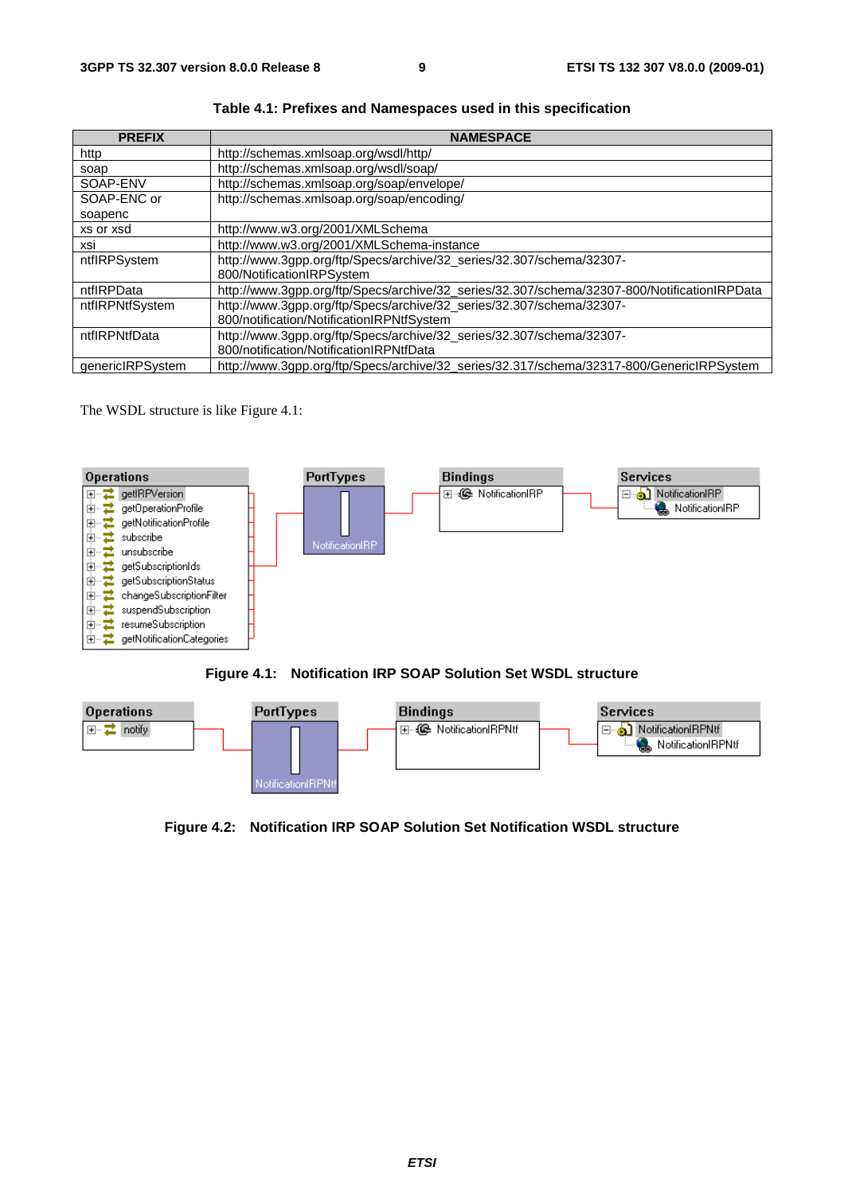**Table 4.1: Prefixes and Namespaces used in this specification**

| PREFIX | NAMESPACE |
|---|---|
| http | http://schemas.xmlsoap.org/wsdl/http/ |
| soap | http://schemas.xmlsoap.org/wsdl/soap/ |
| SOAP-ENV | http://schemas.xmlsoap.org/soap/envelope/ |
| SOAP-ENC or soapenc | http://schemas.xmlsoap.org/soap/encoding/ |
| xs or xsd | http://www.w3.org/2001/XMLSchema |
| xsi | http://www.w3.org/2001/XMLSchema-instance |
| ntfIRPSystem | http://www.3gpp.org/ftp/Specs/archive/32_series/32.307/schema/32307-800/NotificationIRPSystem |
| ntfIRPData | http://www.3gpp.org/ftp/Specs/archive/32_series/32.307/schema/32307-800/NotificationIRPData |
| ntfIRPNtfSystem | http://www.3gpp.org/ftp/Specs/archive/32_series/32.307/schema/32307-800/notification/NotificationIRPNtfSystem |
| ntfIRPNtfData | http://www.3gpp.org/ftp/Specs/archive/32_series/32.307/schema/32307-800/notification/NotificationIRPNtfData |
| genericIRPSystem | http://www.3gpp.org/ftp/Specs/archive/32_series/32.317/schema/32317-800/GenericIRPSystem |

The WSDL structure is like Figure 4.1:

**Figure 4.1: Notification IRP SOAP Solution Set WSDL structure**

**Figure 4.2: Notification IRP SOAP Solution Set Notification WSDL structure**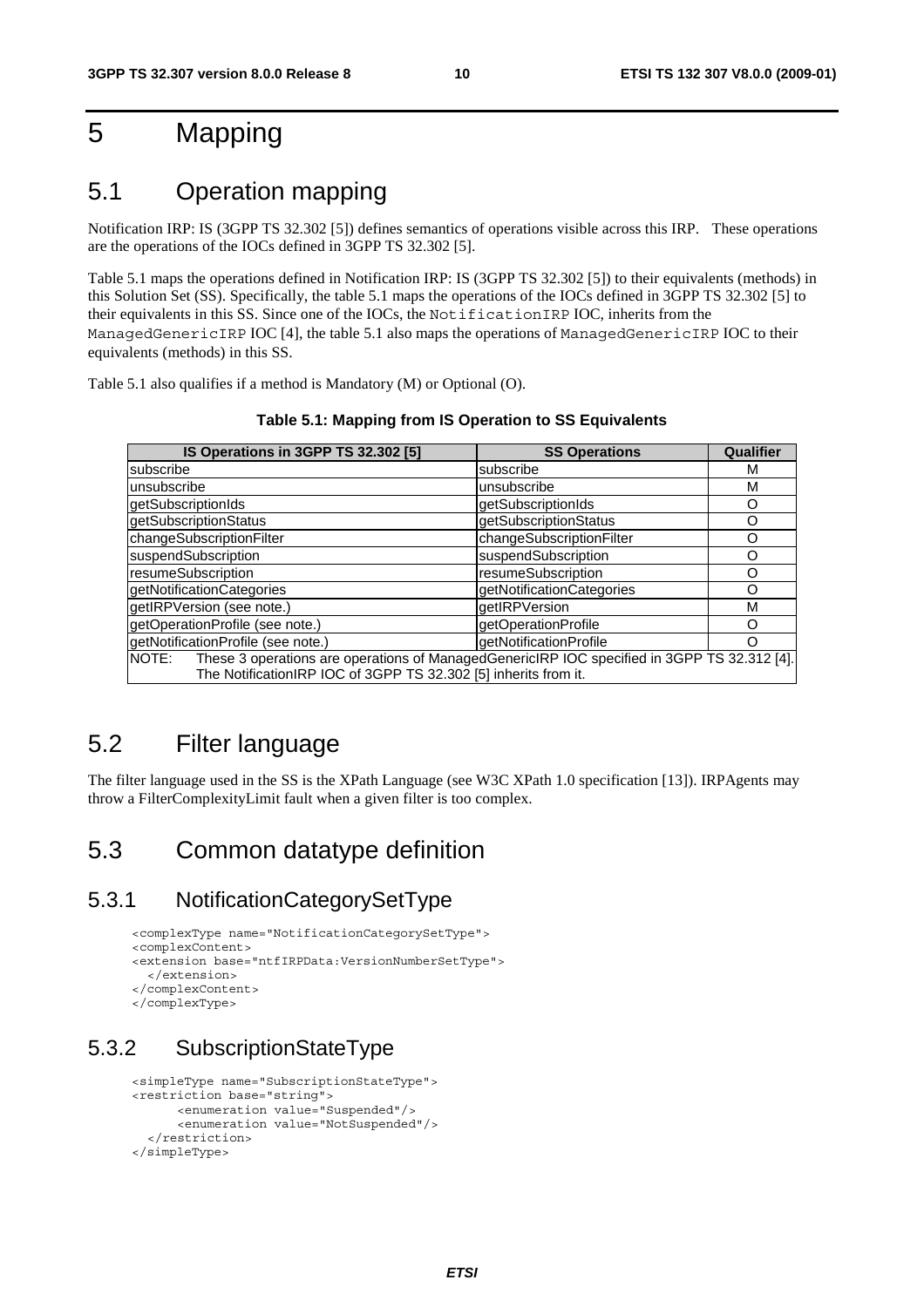# 5 Mapping

## 5.1 Operation mapping

Notification IRP: IS (3GPP TS 32.302 [5]) defines semantics of operations visible across this IRP. These operations are the operations of the IOCs defined in 3GPP TS 32.302 [5].

Table 5.1 maps the operations defined in Notification IRP: IS (3GPP TS 32.302 [5]) to their equivalents (methods) in this Solution Set (SS). Specifically, the table 5.1 maps the operations of the IOCs defined in 3GPP TS 32.302 [5] to their equivalents in this SS. Since one of the IOCs, the `NotificationIRP` IOC, inherits from the `ManagedGenericIRP` IOC [4], the table 5.1 also maps the operations of `ManagedGenericIRP` IOC to their equivalents (methods) in this SS.

Table 5.1 also qualifies if a method is Mandatory (M) or Optional (O).

**Table 5.1: Mapping from IS Operation to SS Equivalents**

| IS Operations in 3GPP TS 32.302 [5] | SS Operations | Qualifier |
|---|---|---|
| subscribe | subscribe | M |
| unsubscribe | unsubscribe | M |
| getSubscriptionIds | getSubscriptionIds | O |
| getSubscriptionStatus | getSubscriptionStatus | O |
| changeSubscriptionFilter | changeSubscriptionFilter | O |
| suspendSubscription | suspendSubscription | O |
| resumeSubscription | resumeSubscription | O |
| getNotificationCategories | getNotificationCategories | O |
| getIRPVersion (see note.) | getIRPVersion | M |
| getOperationProfile (see note.) | getOperationProfile | O |
| getNotificationProfile (see note.) | getNotificationProfile | O |
| NOTE: These 3 operations are operations of ManagedGenericIRP IOC specified in 3GPP TS 32.312 [4]. The NotificationIRP IOC of 3GPP TS 32.302 [5] inherits from it. | | |

## 5.2 Filter language

The filter language used in the SS is the XPath Language (see W3C XPath 1.0 specification [13]). IRPAgents may throw a FilterComplexityLimit fault when a given filter is too complex.

## 5.3 Common datatype definition

### 5.3.1 NotificationCategorySetType

```
<complexType name="NotificationCategorySetType">
<complexContent>
<extension base="ntfIRPData:VersionNumberSetType">
  </extension>
</complexContent>
</complexType>
```

### 5.3.2 SubscriptionStateType

```
<simpleType name="SubscriptionStateType">
<restriction base="string">
      <enumeration value="Suspended"/>
      <enumeration value="NotSuspended"/>
  </restriction>
</simpleType>
```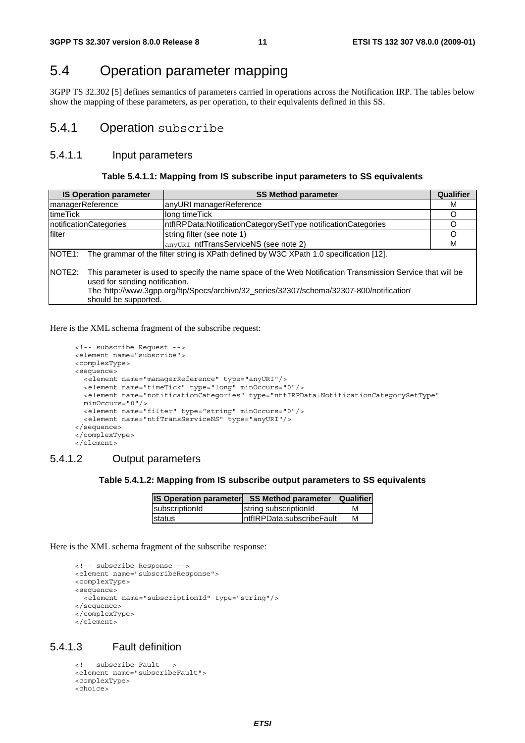## 5.4 Operation parameter mapping

3GPP TS 32.302 [5] defines semantics of parameters carried in operations across the Notification IRP. The tables below show the mapping of these parameters, as per operation, to their equivalents defined in this SS.

### 5.4.1 Operation subscribe

#### 5.4.1.1 Input parameters

**Table 5.4.1.1: Mapping from IS subscribe input parameters to SS equivalents**

| IS Operation parameter | SS Method parameter | Qualifier |
|---|---|---|
| managerReference | anyURI managerReference | M |
| timeTick | long timeTick | O |
| notificationCategories | ntfIRPData:NotificationCategorySetType notificationCategories | O |
| filter | string filter (see note 1) | O |
| | anyURI ntfTransServiceNS (see note 2) | M |
| NOTE1: The grammar of the filter string is XPath defined by W3C XPath 1.0 specification [12]. | | |
| NOTE2: This parameter is used to specify the name space of the Web Notification Transmission Service that will be used for sending notification. The 'http://www.3gpp.org/ftp/Specs/archive/32_series/32307/schema/32307-800/notification' should be supported. | | |

Here is the XML schema fragment of the subscribe request:

```
<!-- subscribe Request -->
<element name="subscribe">
<complexType>
<sequence>
  <element name="managerReference" type="anyURI"/>
  <element name="timeTick" type="long" minOccurs="0"/>
  <element name="notificationCategories" type="ntfIRPData:NotificationCategorySetType"
  minOccurs="0"/>
  <element name="filter" type="string" minOccurs="0"/>
  <element name="ntfTransServiceNS" type="anyURI"/>
</sequence>
</complexType>
</element>
```

#### 5.4.1.2 Output parameters

**Table 5.4.1.2: Mapping from IS subscribe output parameters to SS equivalents**

| IS Operation parameter | SS Method parameter | Qualifier |
|---|---|---|
| subscriptionId | string subscriptionId | M |
| status | ntfIRPData:subscribeFault | M |

Here is the XML schema fragment of the subscribe response:

```
<!-- subscribe Response -->
<element name="subscribeResponse">
<complexType>
<sequence>
  <element name="subscriptionId" type="string"/>
</sequence>
</complexType>
</element>
```

#### 5.4.1.3 Fault definition

```
<!-- subscribe Fault -->
<element name="subscribeFault">
<complexType>
<choice>
```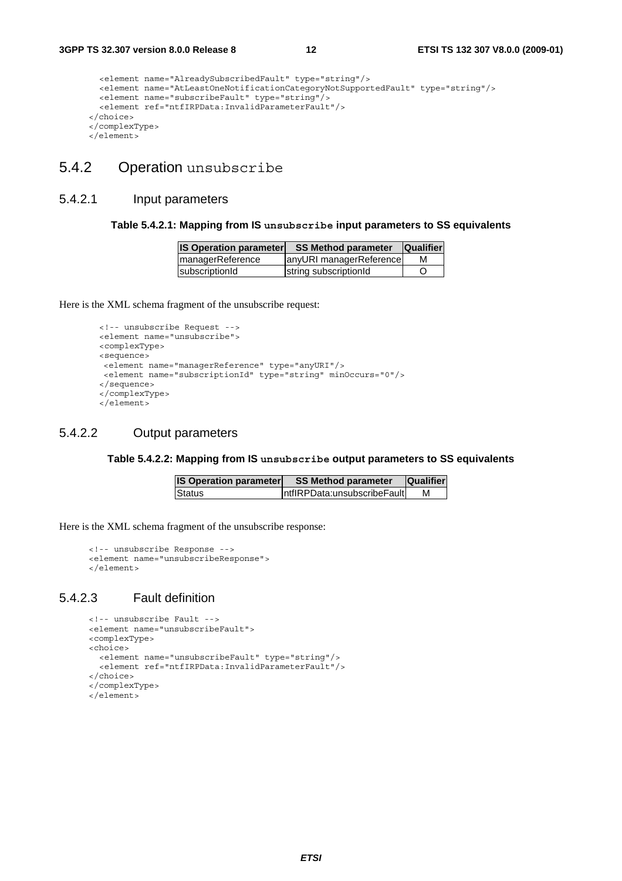```
  <element name="AlreadySubscribedFault" type="string"/>
  <element name="AtLeastOneNotificationCategoryNotSupportedFault" type="string"/>
  <element name="subscribeFault" type="string"/>
  <element ref="ntfIRPData:InvalidParameterFault"/>
</choice>
</complexType>
</element>
```

## 5.4.2 Operation unsubscribe

### 5.4.2.1 Input parameters

**Table 5.4.2.1: Mapping from IS unsubscribe input parameters to SS equivalents**

| IS Operation parameter | SS Method parameter | Qualifier |
|---|---|---|
| managerReference | anyURI managerReference | M |
| subscriptionId | string subscriptionId | O |

Here is the XML schema fragment of the unsubscribe request:

```
<!-- unsubscribe Request -->
<element name="unsubscribe">
<complexType>
<sequence>
 <element name="managerReference" type="anyURI"/>
 <element name="subscriptionId" type="string" minOccurs="0"/>
</sequence>
</complexType>
</element>
```

### 5.4.2.2 Output parameters

**Table 5.4.2.2: Mapping from IS unsubscribe output parameters to SS equivalents**

| IS Operation parameter | SS Method parameter | Qualifier |
|---|---|---|
| Status | ntfIRPData:unsubscribeFault | M |

Here is the XML schema fragment of the unsubscribe response:

```
<!-- unsubscribe Response -->
<element name="unsubscribeResponse">
</element>
```

### 5.4.2.3 Fault definition

```
<!-- unsubscribe Fault -->
<element name="unsubscribeFault">
<complexType>
<choice>
  <element name="unsubscribeFault" type="string"/>
  <element ref="ntfIRPData:InvalidParameterFault"/>
</choice>
</complexType>
</element>
```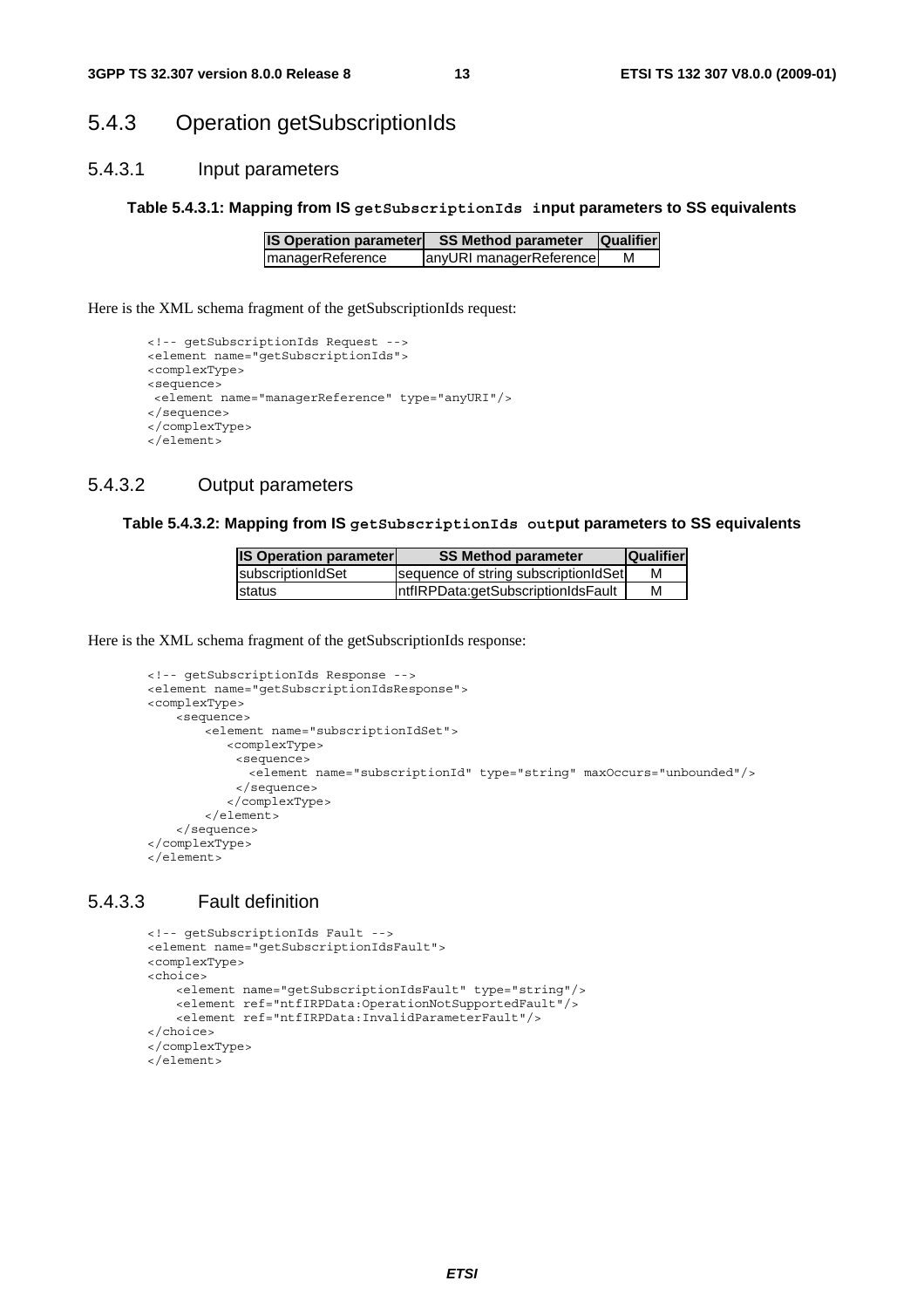### 5.4.3 Operation getSubscriptionIds

#### 5.4.3.1 Input parameters

**Table 5.4.3.1: Mapping from IS `getSubscriptionIds` input parameters to SS equivalents**

| IS Operation parameter | SS Method parameter | Qualifier |
|---|---|---|
| managerReference | anyURI managerReference | M |

Here is the XML schema fragment of the getSubscriptionIds request:

```
<!-- getSubscriptionIds Request -->
<element name="getSubscriptionIds">
<complexType>
<sequence>
 <element name="managerReference" type="anyURI"/>
</sequence>
</complexType>
</element>
```

#### 5.4.3.2 Output parameters

**Table 5.4.3.2: Mapping from IS `getSubscriptionIds` output parameters to SS equivalents**

| IS Operation parameter | SS Method parameter | Qualifier |
|---|---|---|
| subscriptionIdSet | sequence of string subscriptionIdSet | M |
| status | ntfIRPData:getSubscriptionIdsFault | M |

Here is the XML schema fragment of the getSubscriptionIds response:

```
<!-- getSubscriptionIds Response -->
<element name="getSubscriptionIdsResponse">
<complexType>
    <sequence>
        <element name="subscriptionIdSet">
           <complexType>
            <sequence>
              <element name="subscriptionId" type="string" maxOccurs="unbounded"/>
            </sequence>
           </complexType>
        </element>
    </sequence>
</complexType>
</element>
```

#### 5.4.3.3 Fault definition

```
<!-- getSubscriptionIds Fault -->
<element name="getSubscriptionIdsFault">
<complexType>
<choice>
    <element name="getSubscriptionIdsFault" type="string"/>
    <element ref="ntfIRPData:OperationNotSupportedFault"/>
    <element ref="ntfIRPData:InvalidParameterFault"/>
</choice>
</complexType>
</element>
```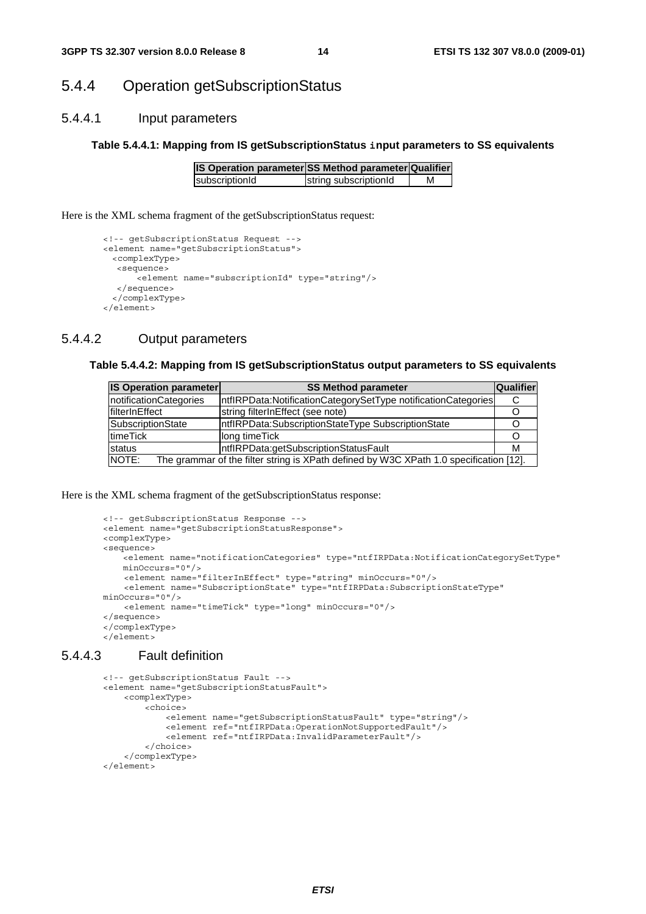## 5.4.4 Operation getSubscriptionStatus

### 5.4.4.1 Input parameters

**Table 5.4.4.1: Mapping from IS getSubscriptionStatus input parameters to SS equivalents**

| IS Operation parameter | SS Method parameter | Qualifier |
|---|---|---|
| subscriptionId | string subscriptionId | M |

Here is the XML schema fragment of the getSubscriptionStatus request:

```
<!-- getSubscriptionStatus Request -->
<element name="getSubscriptionStatus">
  <complexType>
   <sequence>
       <element name="subscriptionId" type="string"/>
   </sequence>
  </complexType>
</element>
```

### 5.4.4.2 Output parameters

**Table 5.4.4.2: Mapping from IS getSubscriptionStatus output parameters to SS equivalents**

| IS Operation parameter | SS Method parameter | Qualifier |
|---|---|---|
| notificationCategories | ntfIRPData:NotificationCategorySetType notificationCategories | C |
| filterInEffect | string filterInEffect (see note) | O |
| SubscriptionState | ntfIRPData:SubscriptionStateType SubscriptionState | O |
| timeTick | long timeTick | O |
| status | ntfIRPData:getSubscriptionStatusFault | M |
| NOTE: The grammar of the filter string is XPath defined by W3C XPath 1.0 specification [12]. | | |

Here is the XML schema fragment of the getSubscriptionStatus response:

```
<!-- getSubscriptionStatus Response -->
<element name="getSubscriptionStatusResponse">
<complexType>
<sequence>
    <element name="notificationCategories" type="ntfIRPData:NotificationCategorySetType"
    minOccurs="0"/>
    <element name="filterInEffect" type="string" minOccurs="0"/>
    <element name="SubscriptionState" type="ntfIRPData:SubscriptionStateType"
minOccurs="0"/>
    <element name="timeTick" type="long" minOccurs="0"/>
</sequence>
</complexType>
</element>
```

### 5.4.4.3 Fault definition

```
<!-- getSubscriptionStatus Fault -->
<element name="getSubscriptionStatusFault">
    <complexType>
        <choice>
            <element name="getSubscriptionStatusFault" type="string"/>
            <element ref="ntfIRPData:OperationNotSupportedFault"/>
            <element ref="ntfIRPData:InvalidParameterFault"/>
        </choice>
    </complexType>
</element>
```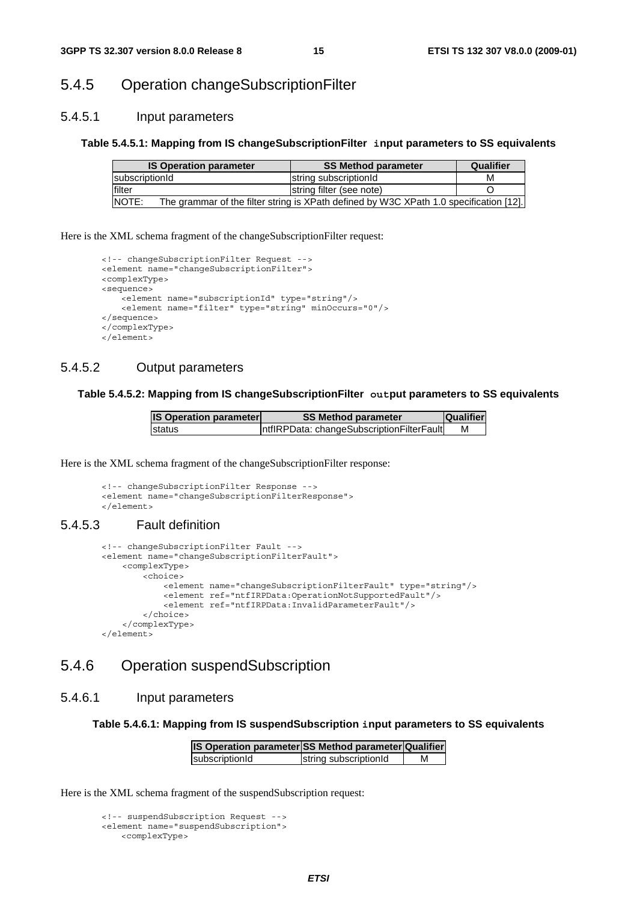### 5.4.5 Operation changeSubscriptionFilter

#### 5.4.5.1 Input parameters

**Table 5.4.5.1: Mapping from IS changeSubscriptionFilter input parameters to SS equivalents**

| IS Operation parameter | SS Method parameter | Qualifier |
|---|---|---|
| subscriptionId | string subscriptionId | M |
| filter | string filter (see note) | O |
| NOTE: The grammar of the filter string is XPath defined by W3C XPath 1.0 specification [12]. | | |

Here is the XML schema fragment of the changeSubscriptionFilter request:

```
<!-- changeSubscriptionFilter Request -->
<element name="changeSubscriptionFilter">
<complexType>
<sequence>
    <element name="subscriptionId" type="string"/>
    <element name="filter" type="string" minOccurs="0"/>
</sequence>
</complexType>
</element>
```

#### 5.4.5.2 Output parameters

**Table 5.4.5.2: Mapping from IS changeSubscriptionFilter output parameters to SS equivalents**

| IS Operation parameter | SS Method parameter | Qualifier |
|---|---|---|
| status | ntfIRPData: changeSubscriptionFilterFault | M |

Here is the XML schema fragment of the changeSubscriptionFilter response:

```
<!-- changeSubscriptionFilter Response -->
<element name="changeSubscriptionFilterResponse">
</element>
```

#### 5.4.5.3 Fault definition

```
<!-- changeSubscriptionFilter Fault -->
<element name="changeSubscriptionFilterFault">
    <complexType>
        <choice>
            <element name="changeSubscriptionFilterFault" type="string"/>
            <element ref="ntfIRPData:OperationNotSupportedFault"/>
            <element ref="ntfIRPData:InvalidParameterFault"/>
        </choice>
    </complexType>
</element>
```

### 5.4.6 Operation suspendSubscription

#### 5.4.6.1 Input parameters

**Table 5.4.6.1: Mapping from IS suspendSubscription input parameters to SS equivalents**

| IS Operation parameter | SS Method parameter | Qualifier |
|---|---|---|
| subscriptionId | string subscriptionId | M |

Here is the XML schema fragment of the suspendSubscription request:

```
<!-- suspendSubscription Request -->
<element name="suspendSubscription">
    <complexType>
```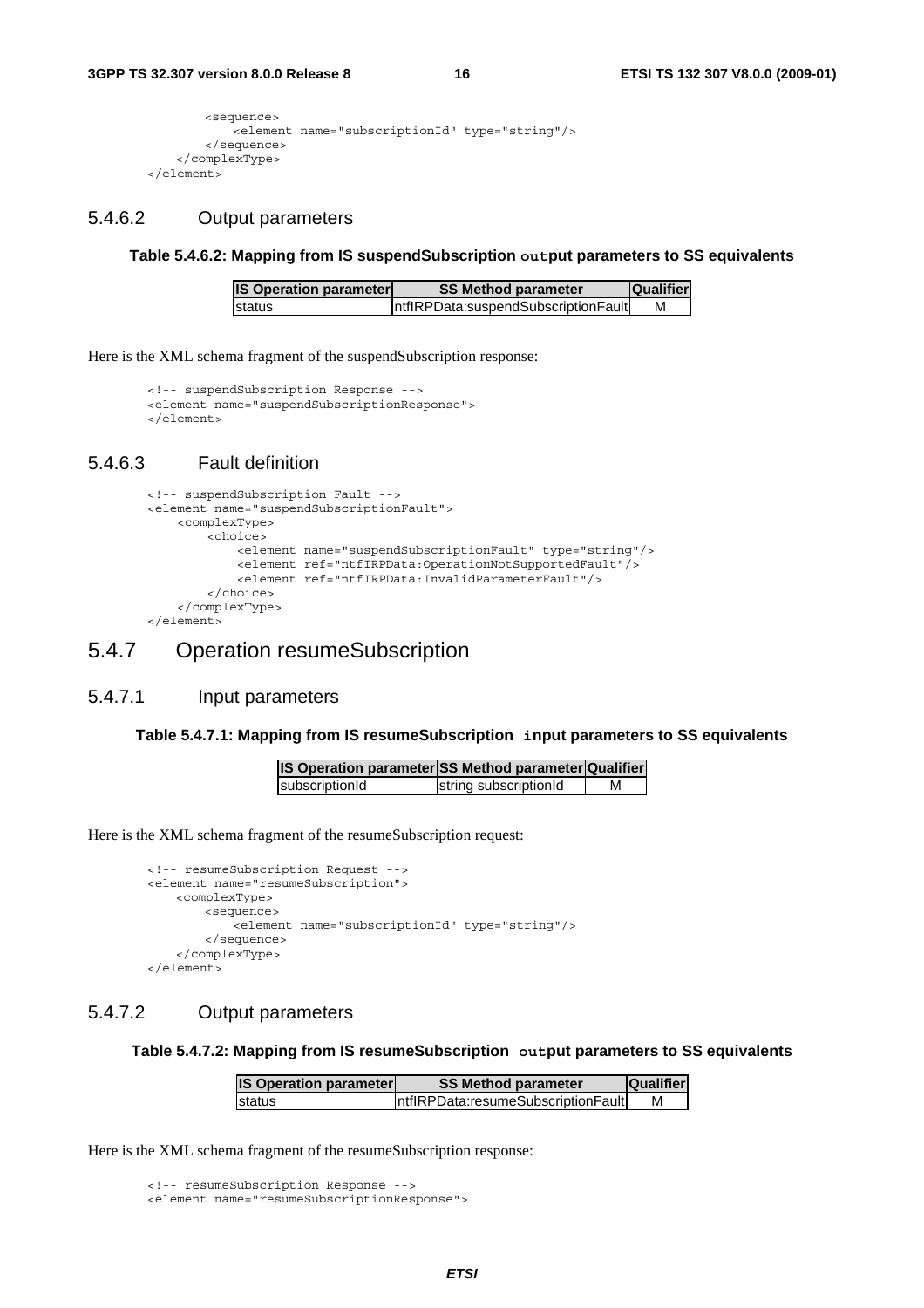```
        <sequence>
            <element name="subscriptionId" type="string"/>
        </sequence>
    </complexType>
</element>
```

### 5.4.6.2 Output parameters

**Table 5.4.6.2: Mapping from IS suspendSubscription output parameters to SS equivalents**

| IS Operation parameter | SS Method parameter | Qualifier |
|---|---|---|
| status | ntfIRPData:suspendSubscriptionFault | M |

Here is the XML schema fragment of the suspendSubscription response:

```
<!-- suspendSubscription Response -->
<element name="suspendSubscriptionResponse">
</element>
```

### 5.4.6.3 Fault definition

```
<!-- suspendSubscription Fault -->
<element name="suspendSubscriptionFault">
    <complexType>
        <choice>
            <element name="suspendSubscriptionFault" type="string"/>
            <element ref="ntfIRPData:OperationNotSupportedFault"/>
            <element ref="ntfIRPData:InvalidParameterFault"/>
        </choice>
    </complexType>
</element>
```

## 5.4.7 Operation resumeSubscription

### 5.4.7.1 Input parameters

**Table 5.4.7.1: Mapping from IS resumeSubscription input parameters to SS equivalents**

| IS Operation parameter | SS Method parameter | Qualifier |
|---|---|---|
| subscriptionId | string subscriptionId | M |

Here is the XML schema fragment of the resumeSubscription request:

```
<!-- resumeSubscription Request -->
<element name="resumeSubscription">
    <complexType>
        <sequence>
            <element name="subscriptionId" type="string"/>
        </sequence>
    </complexType>
</element>
```

### 5.4.7.2 Output parameters

**Table 5.4.7.2: Mapping from IS resumeSubscription output parameters to SS equivalents**

| IS Operation parameter | SS Method parameter | Qualifier |
|---|---|---|
| status | ntfIRPData:resumeSubscriptionFault | M |

Here is the XML schema fragment of the resumeSubscription response:

```
<!-- resumeSubscription Response -->
<element name="resumeSubscriptionResponse">
```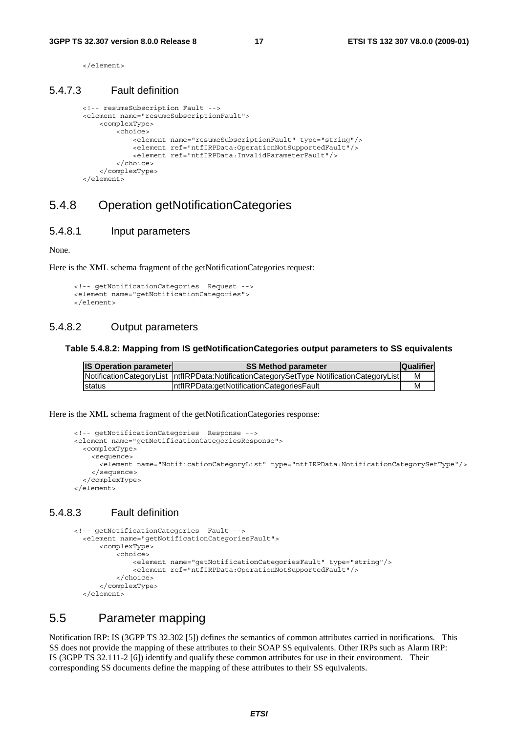```
</element>
```

### 5.4.7.3 Fault definition

```
<!-- resumeSubscription Fault -->
<element name="resumeSubscriptionFault">
    <complexType>
        <choice>
            <element name="resumeSubscriptionFault" type="string"/>
            <element ref="ntfIRPData:OperationNotSupportedFault"/>
            <element ref="ntfIRPData:InvalidParameterFault"/>
        </choice>
    </complexType>
</element>
```

## 5.4.8 Operation getNotificationCategories

### 5.4.8.1 Input parameters

None.

Here is the XML schema fragment of the getNotificationCategories request:

```
<!-- getNotificationCategories  Request -->
<element name="getNotificationCategories">
</element>
```

### 5.4.8.2 Output parameters

**Table 5.4.8.2: Mapping from IS getNotificationCategories output parameters to SS equivalents**

| IS Operation parameter | SS Method parameter | Qualifier |
|---|---|---|
| NotificationCategoryList | ntfIRPData:NotificationCategorySetType NotificationCategoryList | M |
| status | ntfIRPData:getNotificationCategoriesFault | M |

Here is the XML schema fragment of the getNotificationCategories response:

```
<!-- getNotificationCategories  Response -->
<element name="getNotificationCategoriesResponse">
  <complexType>
    <sequence>
      <element name="NotificationCategoryList" type="ntfIRPData:NotificationCategorySetType"/>
    </sequence>
  </complexType>
</element>
```

### 5.4.8.3 Fault definition

```
<!-- getNotificationCategories  Fault -->
  <element name="getNotificationCategoriesFault">
      <complexType>
          <choice>
              <element name="getNotificationCategoriesFault" type="string"/>
              <element ref="ntfIRPData:OperationNotSupportedFault"/>
          </choice>
      </complexType>
  </element>
```

## 5.5 Parameter mapping

Notification IRP: IS (3GPP TS 32.302 [5]) defines the semantics of common attributes carried in notifications. This SS does not provide the mapping of these attributes to their SOAP SS equivalents. Other IRPs such as Alarm IRP: IS (3GPP TS 32.111-2 [6]) identify and qualify these common attributes for use in their environment. Their corresponding SS documents define the mapping of these attributes to their SS equivalents.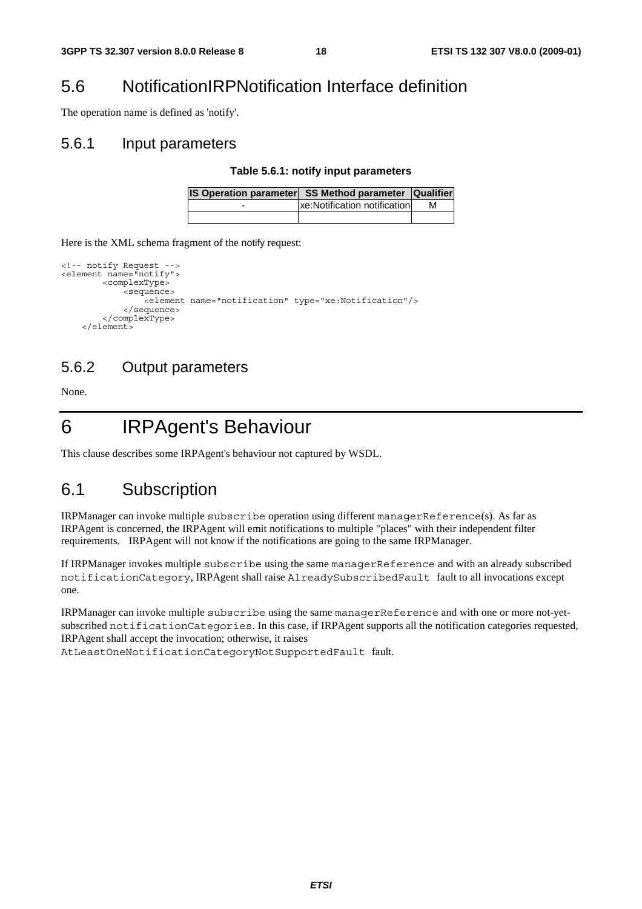## 5.6 NotificationIRPNotification Interface definition

The operation name is defined as 'notify'.

### 5.6.1 Input parameters

**Table 5.6.1: notify input parameters**

| IS Operation parameter | SS Method parameter | Qualifier |
|---|---|---|
| - | xe:Notification notification | M |
| | | |

Here is the XML schema fragment of the notify request:

```
<!-- notify Request -->
<element name="notify">
        <complexType>
            <sequence>
                <element name="notification" type="xe:Notification"/>
            </sequence>
        </complexType>
    </element>
```

### 5.6.2 Output parameters

None.

# 6 IRPAgent's Behaviour

This clause describes some IRPAgent's behaviour not captured by WSDL.

## 6.1 Subscription

IRPManager can invoke multiple `subscribe` operation using different `managerReference`(s). As far as IRPAgent is concerned, the IRPAgent will emit notifications to multiple "places" with their independent filter requirements. IRPAgent will not know if the notifications are going to the same IRPManager.

If IRPManager invokes multiple `subscribe` using the same `managerReference` and with an already subscribed `notificationCategory`, IRPAgent shall raise `AlreadySubscribedFault` fault to all invocations except one.

IRPManager can invoke multiple `subscribe` using the same `managerReference` and with one or more not-yet-subscribed `notificationCategories`. In this case, if IRPAgent supports all the notification categories requested, IRPAgent shall accept the invocation; otherwise, it raises `AtLeastOneNotificationCategoryNotSupportedFault` fault.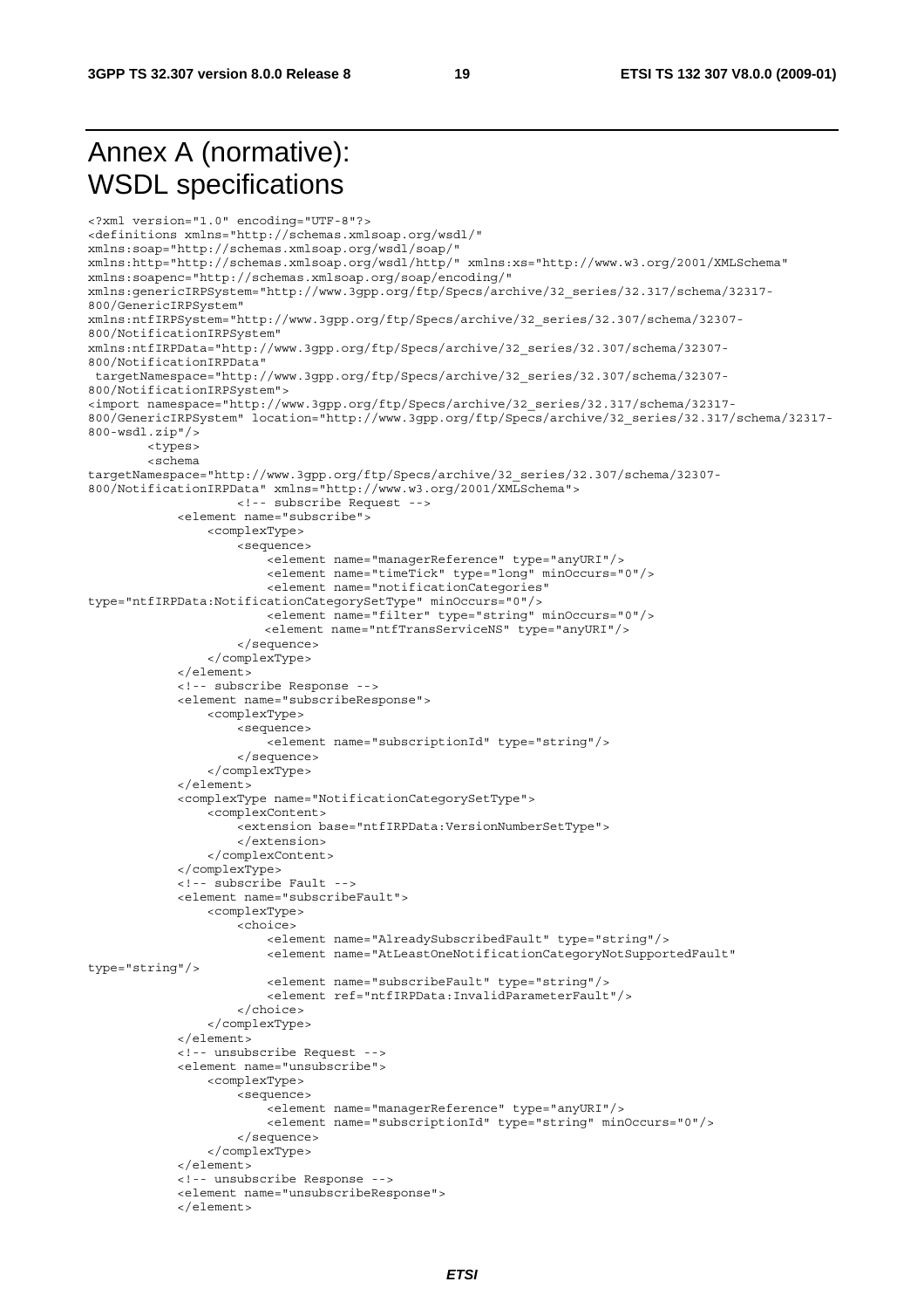# Annex A (normative): WSDL specifications

```
<?xml version="1.0" encoding="UTF-8"?>
<definitions xmlns="http://schemas.xmlsoap.org/wsdl/"
xmlns:soap="http://schemas.xmlsoap.org/wsdl/soap/"
xmlns:http="http://schemas.xmlsoap.org/wsdl/http/" xmlns:xs="http://www.w3.org/2001/XMLSchema"
xmlns:soapenc="http://schemas.xmlsoap.org/soap/encoding/"
xmlns:genericIRPSystem="http://www.3gpp.org/ftp/Specs/archive/32_series/32.317/schema/32317-
800/GenericIRPSystem"
xmlns:ntfIRPSystem="http://www.3gpp.org/ftp/Specs/archive/32_series/32.307/schema/32307-
800/NotificationIRPSystem"
xmlns:ntfIRPData="http://www.3gpp.org/ftp/Specs/archive/32_series/32.307/schema/32307-
800/NotificationIRPData"
 targetNamespace="http://www.3gpp.org/ftp/Specs/archive/32_series/32.307/schema/32307-
800/NotificationIRPSystem">
<import namespace="http://www.3gpp.org/ftp/Specs/archive/32_series/32.317/schema/32317-
800/GenericIRPSystem" location="http://www.3gpp.org/ftp/Specs/archive/32_series/32.317/schema/32317-
800-wsdl.zip"/>
        <types>
        <schema
targetNamespace="http://www.3gpp.org/ftp/Specs/archive/32_series/32.307/schema/32307-
800/NotificationIRPData" xmlns="http://www.w3.org/2001/XMLSchema">
                    <!-- subscribe Request -->
            <element name="subscribe">
                <complexType>
                    <sequence>
                        <element name="managerReference" type="anyURI"/>
                        <element name="timeTick" type="long" minOccurs="0"/>
                        <element name="notificationCategories"
type="ntfIRPData:NotificationCategorySetType" minOccurs="0"/>
                        <element name="filter" type="string" minOccurs="0"/>
                       <element name="ntfTransServiceNS" type="anyURI"/>
                    </sequence>
                </complexType>
            </element>
            <!-- subscribe Response -->
            <element name="subscribeResponse">
                <complexType>
                    <sequence>
                        <element name="subscriptionId" type="string"/>
                    </sequence>
                </complexType>
            </element>
            <complexType name="NotificationCategorySetType">
                <complexContent>
                    <extension base="ntfIRPData:VersionNumberSetType">
                    </extension>
                </complexContent>
            </complexType>
            <!-- subscribe Fault -->
            <element name="subscribeFault">
                <complexType>
                    <choice>
                        <element name="AlreadySubscribedFault" type="string"/>
                        <element name="AtLeastOneNotificationCategoryNotSupportedFault"
type="string"/>
                        <element name="subscribeFault" type="string"/>
                        <element ref="ntfIRPData:InvalidParameterFault"/>
                    </choice>
                </complexType>
            </element>
            <!-- unsubscribe Request -->
            <element name="unsubscribe">
                <complexType>
                    <sequence>
                        <element name="managerReference" type="anyURI"/>
                        <element name="subscriptionId" type="string" minOccurs="0"/>
                    </sequence>
                </complexType>
            </element>
            <!-- unsubscribe Response -->
            <element name="unsubscribeResponse">
            </element>
```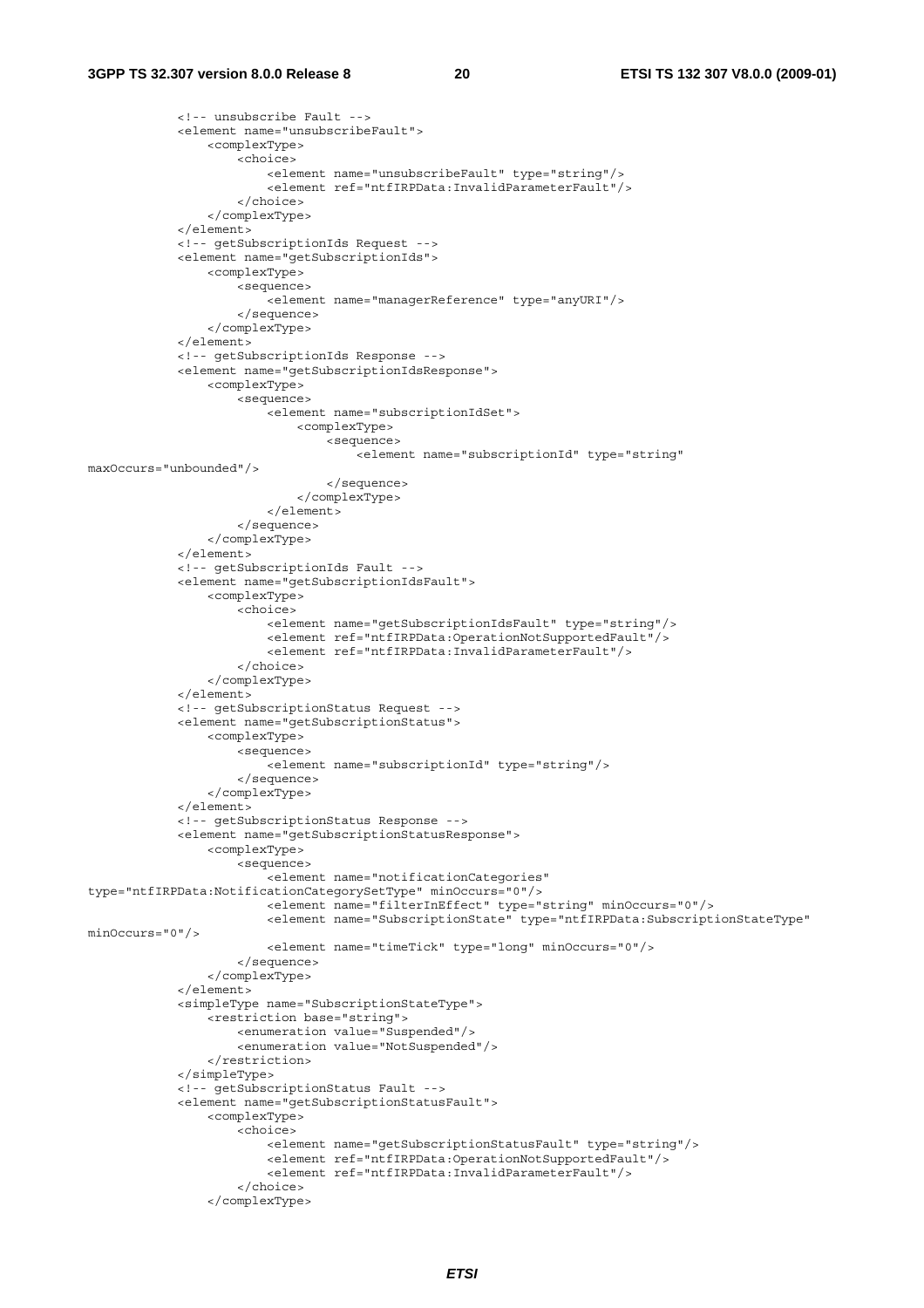```
            <!-- unsubscribe Fault -->
            <element name="unsubscribeFault">
                <complexType>
                    <choice>
                        <element name="unsubscribeFault" type="string"/>
                        <element ref="ntfIRPData:InvalidParameterFault"/>
                    </choice>
                </complexType>
            </element>
            <!-- getSubscriptionIds Request -->
            <element name="getSubscriptionIds">
                <complexType>
                    <sequence>
                        <element name="managerReference" type="anyURI"/>
                    </sequence>
                </complexType>
            </element>
            <!-- getSubscriptionIds Response -->
            <element name="getSubscriptionIdsResponse">
                <complexType>
                    <sequence>
                        <element name="subscriptionIdSet">
                            <complexType>
                                <sequence>
                                    <element name="subscriptionId" type="string"
maxOccurs="unbounded"/>
                                </sequence>
                            </complexType>
                        </element>
                    </sequence>
                </complexType>
            </element>
            <!-- getSubscriptionIds Fault -->
            <element name="getSubscriptionIdsFault">
                <complexType>
                    <choice>
                        <element name="getSubscriptionIdsFault" type="string"/>
                        <element ref="ntfIRPData:OperationNotSupportedFault"/>
                        <element ref="ntfIRPData:InvalidParameterFault"/>
                    </choice>
                </complexType>
            </element>
            <!-- getSubscriptionStatus Request -->
            <element name="getSubscriptionStatus">
                <complexType>
                    <sequence>
                        <element name="subscriptionId" type="string"/>
                    </sequence>
                </complexType>
            </element>
            <!-- getSubscriptionStatus Response -->
            <element name="getSubscriptionStatusResponse">
                <complexType>
                    <sequence>
                        <element name="notificationCategories"
type="ntfIRPData:NotificationCategorySetType" minOccurs="0"/>
                        <element name="filterInEffect" type="string" minOccurs="0"/>
                        <element name="SubscriptionState" type="ntfIRPData:SubscriptionStateType"
minOccurs="0"/>
                        <element name="timeTick" type="long" minOccurs="0"/>
                    </sequence>
                </complexType>
            </element>
            <simpleType name="SubscriptionStateType">
                <restriction base="string">
                    <enumeration value="Suspended"/>
                    <enumeration value="NotSuspended"/>
                </restriction>
            </simpleType>
            <!-- getSubscriptionStatus Fault -->
            <element name="getSubscriptionStatusFault">
                <complexType>
                    <choice>
                        <element name="getSubscriptionStatusFault" type="string"/>
                        <element ref="ntfIRPData:OperationNotSupportedFault"/>
                        <element ref="ntfIRPData:InvalidParameterFault"/>
                    </choice>
                </complexType>
```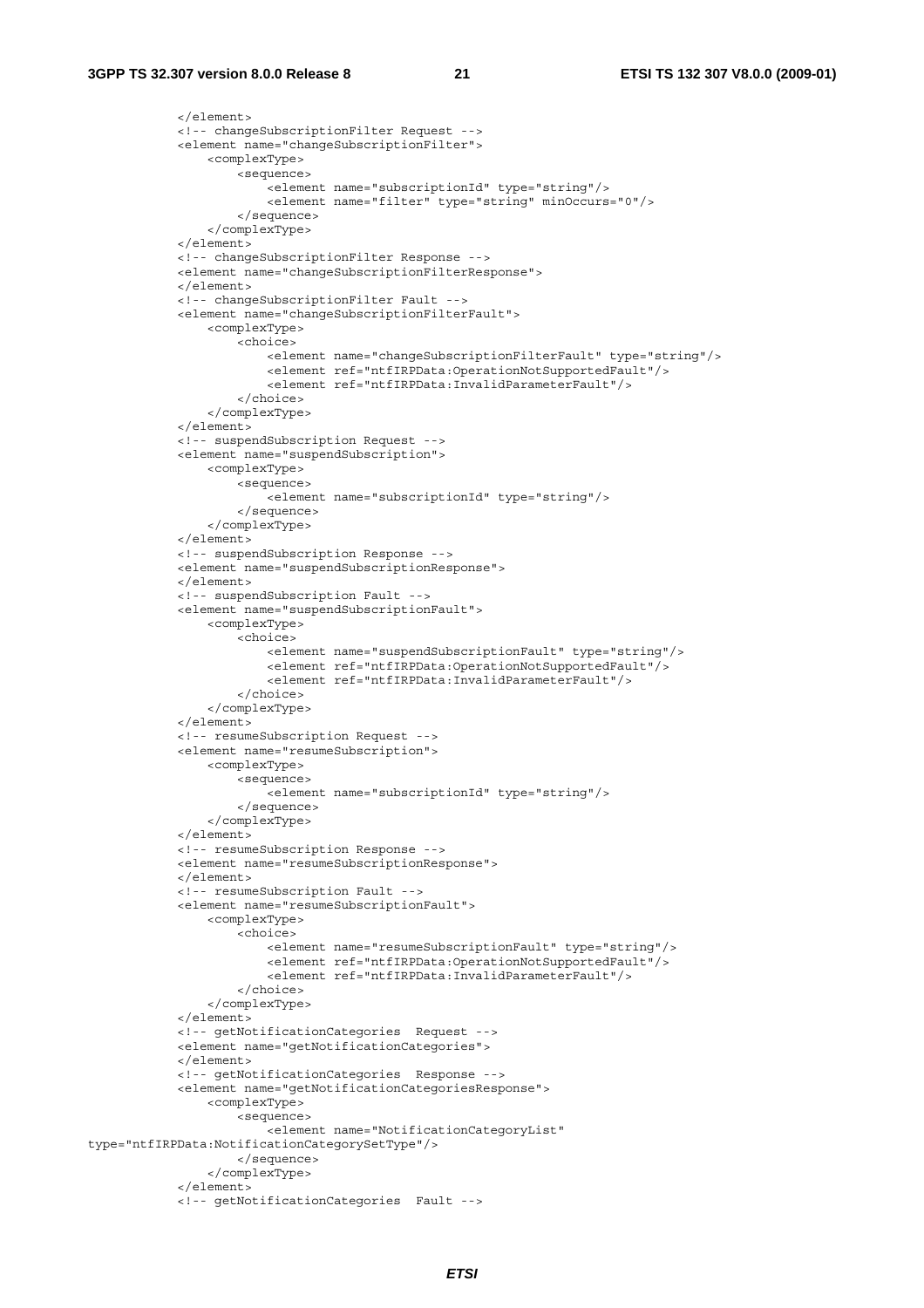```
            </element>
            <!-- changeSubscriptionFilter Request -->
            <element name="changeSubscriptionFilter">
                <complexType>
                    <sequence>
                        <element name="subscriptionId" type="string"/>
                        <element name="filter" type="string" minOccurs="0"/>
                    </sequence>
                </complexType>
            </element>
            <!-- changeSubscriptionFilter Response -->
            <element name="changeSubscriptionFilterResponse">
            </element>
            <!-- changeSubscriptionFilter Fault -->
            <element name="changeSubscriptionFilterFault">
                <complexType>
                    <choice>
                        <element name="changeSubscriptionFilterFault" type="string"/>
                        <element ref="ntfIRPData:OperationNotSupportedFault"/>
                        <element ref="ntfIRPData:InvalidParameterFault"/>
                    </choice>
                </complexType>
            </element>
            <!-- suspendSubscription Request -->
            <element name="suspendSubscription">
                <complexType>
                    <sequence>
                        <element name="subscriptionId" type="string"/>
                    </sequence>
                </complexType>
            </element>
            <!-- suspendSubscription Response -->
            <element name="suspendSubscriptionResponse">
            </element>
            <!-- suspendSubscription Fault -->
            <element name="suspendSubscriptionFault">
                <complexType>
                    <choice>
                        <element name="suspendSubscriptionFault" type="string"/>
                        <element ref="ntfIRPData:OperationNotSupportedFault"/>
                        <element ref="ntfIRPData:InvalidParameterFault"/>
                    </choice>
                </complexType>
            </element>
            <!-- resumeSubscription Request -->
            <element name="resumeSubscription">
                <complexType>
                    <sequence>
                        <element name="subscriptionId" type="string"/>
                    </sequence>
                </complexType>
            </element>
            <!-- resumeSubscription Response -->
            <element name="resumeSubscriptionResponse">
            </element>
            <!-- resumeSubscription Fault -->
            <element name="resumeSubscriptionFault">
                <complexType>
                    <choice>
                        <element name="resumeSubscriptionFault" type="string"/>
                        <element ref="ntfIRPData:OperationNotSupportedFault"/>
                        <element ref="ntfIRPData:InvalidParameterFault"/>
                    </choice>
                </complexType>
            </element>
            <!-- getNotificationCategories  Request -->
            <element name="getNotificationCategories">
            </element>
            <!-- getNotificationCategories  Response -->
            <element name="getNotificationCategoriesResponse">
                <complexType>
                    <sequence>
                        <element name="NotificationCategoryList"
type="ntfIRPData:NotificationCategorySetType"/>
                    </sequence>
                </complexType>
            </element>
            <!-- getNotificationCategories  Fault -->
```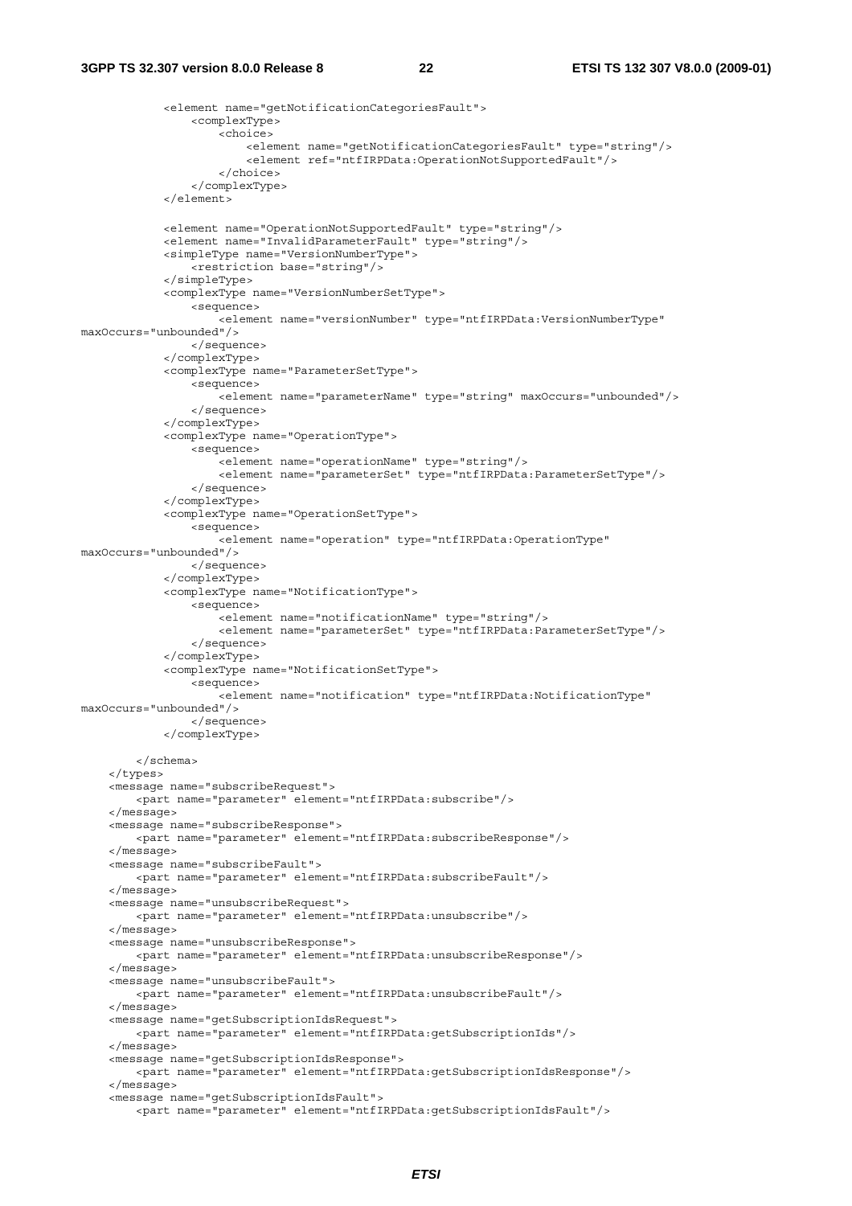```
            <element name="getNotificationCategoriesFault">
                <complexType>
                    <choice>
                        <element name="getNotificationCategoriesFault" type="string"/>
                        <element ref="ntfIRPData:OperationNotSupportedFault"/>
                    </choice>
                </complexType>
            </element>

            <element name="OperationNotSupportedFault" type="string"/>
            <element name="InvalidParameterFault" type="string"/>
            <simpleType name="VersionNumberType">
                <restriction base="string"/>
            </simpleType>
            <complexType name="VersionNumberSetType">
                <sequence>
                    <element name="versionNumber" type="ntfIRPData:VersionNumberType"
maxOccurs="unbounded"/>
                </sequence>
            </complexType>
            <complexType name="ParameterSetType">
                <sequence>
                    <element name="parameterName" type="string" maxOccurs="unbounded"/>
                </sequence>
            </complexType>
            <complexType name="OperationType">
                <sequence>
                    <element name="operationName" type="string"/>
                    <element name="parameterSet" type="ntfIRPData:ParameterSetType"/>
                </sequence>
            </complexType>
            <complexType name="OperationSetType">
                <sequence>
                    <element name="operation" type="ntfIRPData:OperationType"
maxOccurs="unbounded"/>
                </sequence>
            </complexType>
            <complexType name="NotificationType">
                <sequence>
                    <element name="notificationName" type="string"/>
                    <element name="parameterSet" type="ntfIRPData:ParameterSetType"/>
                </sequence>
            </complexType>
            <complexType name="NotificationSetType">
                <sequence>
                    <element name="notification" type="ntfIRPData:NotificationType"
maxOccurs="unbounded"/>
                </sequence>
            </complexType>

        </schema>
    </types>
    <message name="subscribeRequest">
        <part name="parameter" element="ntfIRPData:subscribe"/>
    </message>
    <message name="subscribeResponse">
        <part name="parameter" element="ntfIRPData:subscribeResponse"/>
    </message>
    <message name="subscribeFault">
        <part name="parameter" element="ntfIRPData:subscribeFault"/>
    </message>
    <message name="unsubscribeRequest">
        <part name="parameter" element="ntfIRPData:unsubscribe"/>
    </message>
    <message name="unsubscribeResponse">
        <part name="parameter" element="ntfIRPData:unsubscribeResponse"/>
    </message>
    <message name="unsubscribeFault">
        <part name="parameter" element="ntfIRPData:unsubscribeFault"/>
    </message>
    <message name="getSubscriptionIdsRequest">
        <part name="parameter" element="ntfIRPData:getSubscriptionIds"/>
    </message>
    <message name="getSubscriptionIdsResponse">
        <part name="parameter" element="ntfIRPData:getSubscriptionIdsResponse"/>
    </message>
    <message name="getSubscriptionIdsFault">
        <part name="parameter" element="ntfIRPData:getSubscriptionIdsFault"/>
```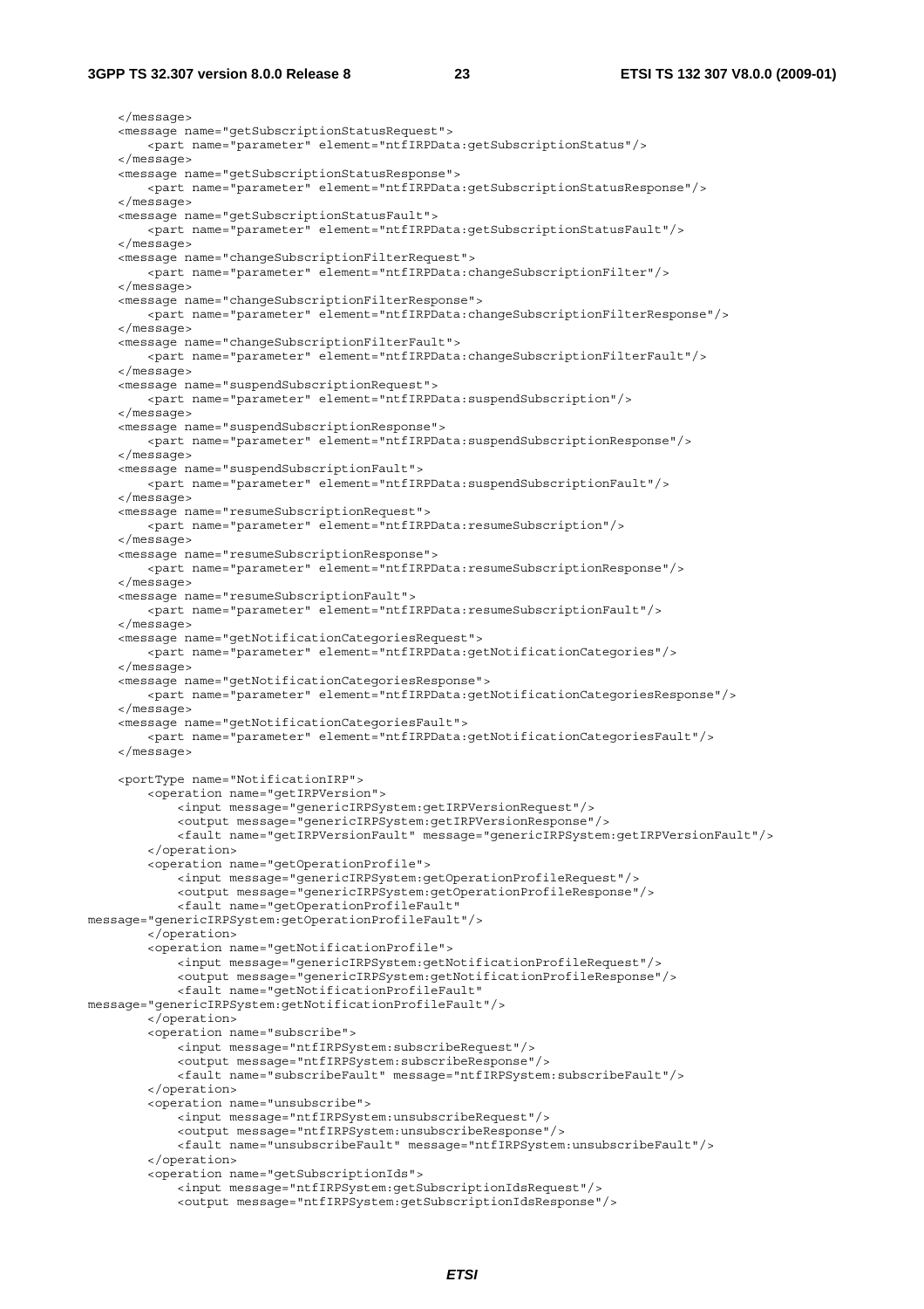```
    </message>
    <message name="getSubscriptionStatusRequest">
        <part name="parameter" element="ntfIRPData:getSubscriptionStatus"/>
    </message>
    <message name="getSubscriptionStatusResponse">
        <part name="parameter" element="ntfIRPData:getSubscriptionStatusResponse"/>
    </message>
    <message name="getSubscriptionStatusFault">
        <part name="parameter" element="ntfIRPData:getSubscriptionStatusFault"/>
    </message>
    <message name="changeSubscriptionFilterRequest">
        <part name="parameter" element="ntfIRPData:changeSubscriptionFilter"/>
    </message>
    <message name="changeSubscriptionFilterResponse">
        <part name="parameter" element="ntfIRPData:changeSubscriptionFilterResponse"/>
    </message>
    <message name="changeSubscriptionFilterFault">
        <part name="parameter" element="ntfIRPData:changeSubscriptionFilterFault"/>
    </message>
    <message name="suspendSubscriptionRequest">
        <part name="parameter" element="ntfIRPData:suspendSubscription"/>
    </message>
    <message name="suspendSubscriptionResponse">
        <part name="parameter" element="ntfIRPData:suspendSubscriptionResponse"/>
    </message>
    <message name="suspendSubscriptionFault">
        <part name="parameter" element="ntfIRPData:suspendSubscriptionFault"/>
    </message>
    <message name="resumeSubscriptionRequest">
        <part name="parameter" element="ntfIRPData:resumeSubscription"/>
    </message>
    <message name="resumeSubscriptionResponse">
        <part name="parameter" element="ntfIRPData:resumeSubscriptionResponse"/>
    </message>
    <message name="resumeSubscriptionFault">
        <part name="parameter" element="ntfIRPData:resumeSubscriptionFault"/>
    </message>
    <message name="getNotificationCategoriesRequest">
        <part name="parameter" element="ntfIRPData:getNotificationCategories"/>
    </message>
    <message name="getNotificationCategoriesResponse">
        <part name="parameter" element="ntfIRPData:getNotificationCategoriesResponse"/>
    </message>
    <message name="getNotificationCategoriesFault">
        <part name="parameter" element="ntfIRPData:getNotificationCategoriesFault"/>
    </message>

    <portType name="NotificationIRP">
        <operation name="getIRPVersion">
            <input message="genericIRPSystem:getIRPVersionRequest"/>
            <output message="genericIRPSystem:getIRPVersionResponse"/>
            <fault name="getIRPVersionFault" message="genericIRPSystem:getIRPVersionFault"/>
        </operation>
        <operation name="getOperationProfile">
            <input message="genericIRPSystem:getOperationProfileRequest"/>
            <output message="genericIRPSystem:getOperationProfileResponse"/>
            <fault name="getOperationProfileFault"
message="genericIRPSystem:getOperationProfileFault"/>
        </operation>
        <operation name="getNotificationProfile">
            <input message="genericIRPSystem:getNotificationProfileRequest"/>
            <output message="genericIRPSystem:getNotificationProfileResponse"/>
            <fault name="getNotificationProfileFault"
message="genericIRPSystem:getNotificationProfileFault"/>
        </operation>
        <operation name="subscribe">
            <input message="ntfIRPSystem:subscribeRequest"/>
            <output message="ntfIRPSystem:subscribeResponse"/>
            <fault name="subscribeFault" message="ntfIRPSystem:subscribeFault"/>
        </operation>
        <operation name="unsubscribe">
            <input message="ntfIRPSystem:unsubscribeRequest"/>
            <output message="ntfIRPSystem:unsubscribeResponse"/>
            <fault name="unsubscribeFault" message="ntfIRPSystem:unsubscribeFault"/>
        </operation>
        <operation name="getSubscriptionIds">
            <input message="ntfIRPSystem:getSubscriptionIdsRequest"/>
            <output message="ntfIRPSystem:getSubscriptionIdsResponse"/>
```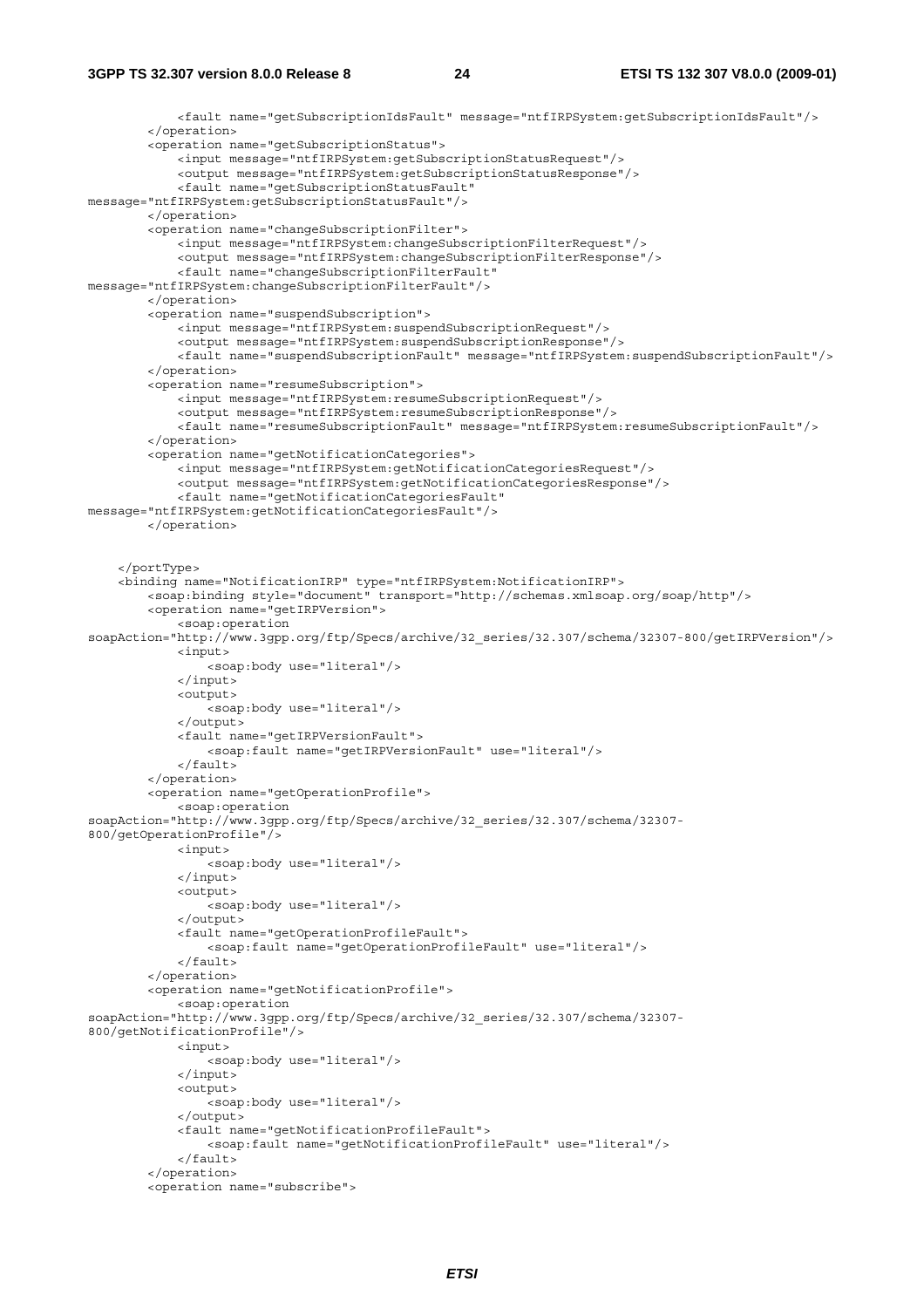```
            <fault name="getSubscriptionIdsFault" message="ntfIRPSystem:getSubscriptionIdsFault"/>
        </operation>
        <operation name="getSubscriptionStatus">
            <input message="ntfIRPSystem:getSubscriptionStatusRequest"/>
            <output message="ntfIRPSystem:getSubscriptionStatusResponse"/>
            <fault name="getSubscriptionStatusFault"
message="ntfIRPSystem:getSubscriptionStatusFault"/>
        </operation>
        <operation name="changeSubscriptionFilter">
            <input message="ntfIRPSystem:changeSubscriptionFilterRequest"/>
            <output message="ntfIRPSystem:changeSubscriptionFilterResponse"/>
            <fault name="changeSubscriptionFilterFault"
message="ntfIRPSystem:changeSubscriptionFilterFault"/>
        </operation>
        <operation name="suspendSubscription">
            <input message="ntfIRPSystem:suspendSubscriptionRequest"/>
            <output message="ntfIRPSystem:suspendSubscriptionResponse"/>
            <fault name="suspendSubscriptionFault" message="ntfIRPSystem:suspendSubscriptionFault"/>
        </operation>
        <operation name="resumeSubscription">
            <input message="ntfIRPSystem:resumeSubscriptionRequest"/>
            <output message="ntfIRPSystem:resumeSubscriptionResponse"/>
            <fault name="resumeSubscriptionFault" message="ntfIRPSystem:resumeSubscriptionFault"/>
        </operation>
        <operation name="getNotificationCategories">
            <input message="ntfIRPSystem:getNotificationCategoriesRequest"/>
            <output message="ntfIRPSystem:getNotificationCategoriesResponse"/>
            <fault name="getNotificationCategoriesFault"
message="ntfIRPSystem:getNotificationCategoriesFault"/>
        </operation>


    </portType>
    <binding name="NotificationIRP" type="ntfIRPSystem:NotificationIRP">
        <soap:binding style="document" transport="http://schemas.xmlsoap.org/soap/http"/>
        <operation name="getIRPVersion">
            <soap:operation
soapAction="http://www.3gpp.org/ftp/Specs/archive/32_series/32.307/schema/32307-800/getIRPVersion"/>
            <input>
                <soap:body use="literal"/>
            </input>
            <output>
                <soap:body use="literal"/>
            </output>
            <fault name="getIRPVersionFault">
                <soap:fault name="getIRPVersionFault" use="literal"/>
            </fault>
        </operation>
        <operation name="getOperationProfile">
            <soap:operation
soapAction="http://www.3gpp.org/ftp/Specs/archive/32_series/32.307/schema/32307-
800/getOperationProfile"/>
            <input>
                <soap:body use="literal"/>
            </input>
            <output>
                <soap:body use="literal"/>
            </output>
            <fault name="getOperationProfileFault">
                <soap:fault name="getOperationProfileFault" use="literal"/>
            </fault>
        </operation>
        <operation name="getNotificationProfile">
            <soap:operation
soapAction="http://www.3gpp.org/ftp/Specs/archive/32_series/32.307/schema/32307-
800/getNotificationProfile"/>
            <input>
                <soap:body use="literal"/>
            </input>
            <output>
                <soap:body use="literal"/>
            </output>
            <fault name="getNotificationProfileFault">
                <soap:fault name="getNotificationProfileFault" use="literal"/>
            </fault>
        </operation>
        <operation name="subscribe">
```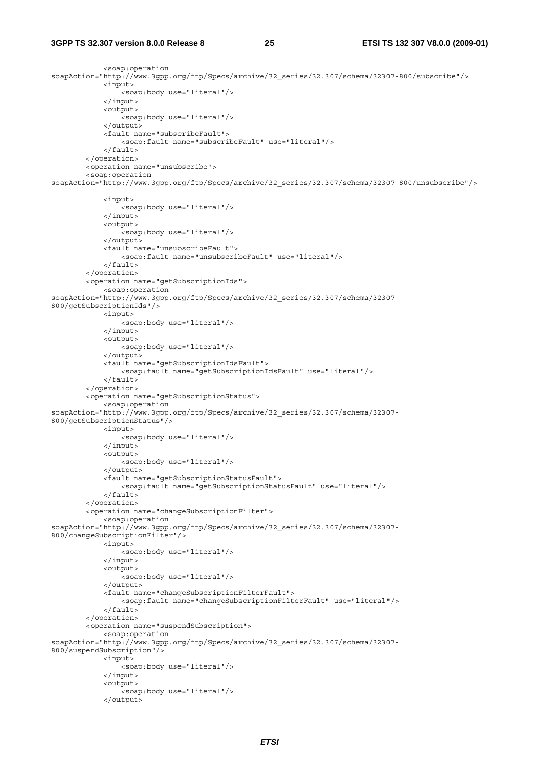```
            <soap:operation
soapAction="http://www.3gpp.org/ftp/Specs/archive/32_series/32.307/schema/32307-800/subscribe"/>
            <input>
                <soap:body use="literal"/>
            </input>
            <output>
                <soap:body use="literal"/>
            </output>
            <fault name="subscribeFault">
                <soap:fault name="subscribeFault" use="literal"/>
            </fault>
        </operation>
        <operation name="unsubscribe">
        <soap:operation
soapAction="http://www.3gpp.org/ftp/Specs/archive/32_series/32.307/schema/32307-800/unsubscribe"/>

            <input>
                <soap:body use="literal"/>
            </input>
            <output>
                <soap:body use="literal"/>
            </output>
            <fault name="unsubscribeFault">
                <soap:fault name="unsubscribeFault" use="literal"/>
            </fault>
        </operation>
        <operation name="getSubscriptionIds">
            <soap:operation
soapAction="http://www.3gpp.org/ftp/Specs/archive/32_series/32.307/schema/32307-
800/getSubscriptionIds"/>
            <input>
                <soap:body use="literal"/>
            </input>
            <output>
                <soap:body use="literal"/>
            </output>
            <fault name="getSubscriptionIdsFault">
                <soap:fault name="getSubscriptionIdsFault" use="literal"/>
            </fault>
        </operation>
        <operation name="getSubscriptionStatus">
            <soap:operation
soapAction="http://www.3gpp.org/ftp/Specs/archive/32_series/32.307/schema/32307-
800/getSubscriptionStatus"/>
            <input>
                <soap:body use="literal"/>
            </input>
            <output>
                <soap:body use="literal"/>
            </output>
            <fault name="getSubscriptionStatusFault">
                <soap:fault name="getSubscriptionStatusFault" use="literal"/>
            </fault>
        </operation>
        <operation name="changeSubscriptionFilter">
            <soap:operation
soapAction="http://www.3gpp.org/ftp/Specs/archive/32_series/32.307/schema/32307-
800/changeSubscriptionFilter"/>
            <input>
                <soap:body use="literal"/>
            </input>
            <output>
                <soap:body use="literal"/>
            </output>
            <fault name="changeSubscriptionFilterFault">
                <soap:fault name="changeSubscriptionFilterFault" use="literal"/>
            </fault>
        </operation>
        <operation name="suspendSubscription">
            <soap:operation
soapAction="http://www.3gpp.org/ftp/Specs/archive/32_series/32.307/schema/32307-
800/suspendSubscription"/>
            <input>
                <soap:body use="literal"/>
            </input>
            <output>
                <soap:body use="literal"/>
            </output>
```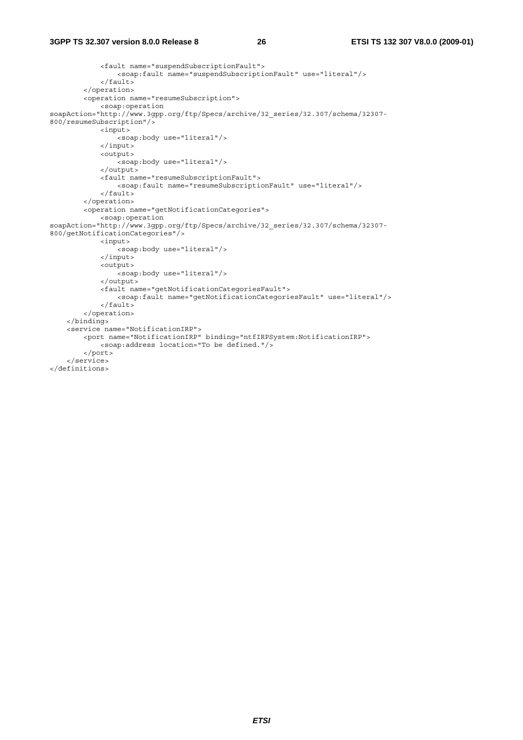```
            <fault name="suspendSubscriptionFault">
                <soap:fault name="suspendSubscriptionFault" use="literal"/>
            </fault>
        </operation>
        <operation name="resumeSubscription">
            <soap:operation
soapAction="http://www.3gpp.org/ftp/Specs/archive/32_series/32.307/schema/32307-
800/resumeSubscription"/>
            <input>
                <soap:body use="literal"/>
            </input>
            <output>
                <soap:body use="literal"/>
            </output>
            <fault name="resumeSubscriptionFault">
                <soap:fault name="resumeSubscriptionFault" use="literal"/>
            </fault>
        </operation>
        <operation name="getNotificationCategories">
            <soap:operation
soapAction="http://www.3gpp.org/ftp/Specs/archive/32_series/32.307/schema/32307-
800/getNotificationCategories"/>
            <input>
                <soap:body use="literal"/>
            </input>
            <output>
                <soap:body use="literal"/>
            </output>
            <fault name="getNotificationCategoriesFault">
                <soap:fault name="getNotificationCategoriesFault" use="literal"/>
            </fault>
        </operation>
    </binding>
    <service name="NotificationIRP">
        <port name="NotificationIRP" binding="ntfIRPSystem:NotificationIRP">
            <soap:address location="To be defined."/>
        </port>
    </service>
</definitions>
```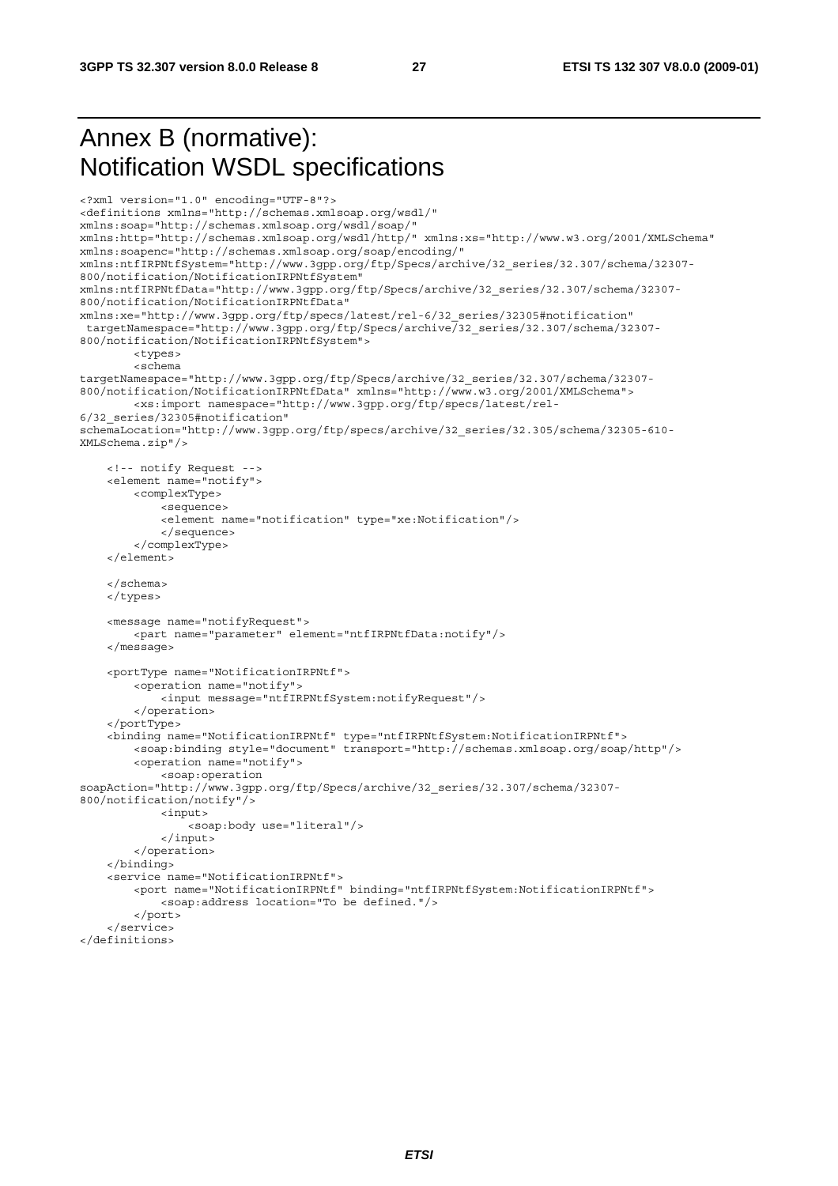# Annex B (normative): Notification WSDL specifications

```
<?xml version="1.0" encoding="UTF-8"?>
<definitions xmlns="http://schemas.xmlsoap.org/wsdl/"
xmlns:soap="http://schemas.xmlsoap.org/wsdl/soap/"
xmlns:http="http://schemas.xmlsoap.org/wsdl/http/" xmlns:xs="http://www.w3.org/2001/XMLSchema"
xmlns:soapenc="http://schemas.xmlsoap.org/soap/encoding/"
xmlns:ntfIRPNtfSystem="http://www.3gpp.org/ftp/Specs/archive/32_series/32.307/schema/32307-
800/notification/NotificationIRPNtfSystem"
xmlns:ntfIRPNtfData="http://www.3gpp.org/ftp/Specs/archive/32_series/32.307/schema/32307-
800/notification/NotificationIRPNtfData"
xmlns:xe="http://www.3gpp.org/ftp/specs/latest/rel-6/32_series/32305#notification"
 targetNamespace="http://www.3gpp.org/ftp/Specs/archive/32_series/32.307/schema/32307-
800/notification/NotificationIRPNtfSystem">
        <types>
        <schema
targetNamespace="http://www.3gpp.org/ftp/Specs/archive/32_series/32.307/schema/32307-
800/notification/NotificationIRPNtfData" xmlns="http://www.w3.org/2001/XMLSchema">
        <xs:import namespace="http://www.3gpp.org/ftp/specs/latest/rel-
6/32_series/32305#notification"
schemaLocation="http://www.3gpp.org/ftp/specs/archive/32_series/32.305/schema/32305-610-
XMLSchema.zip"/>

    <!-- notify Request -->
    <element name="notify">
        <complexType>
            <sequence>
            <element name="notification" type="xe:Notification"/>
            </sequence>
        </complexType>
    </element>

    </schema>
    </types>

    <message name="notifyRequest">
        <part name="parameter" element="ntfIRPNtfData:notify"/>
    </message>

    <portType name="NotificationIRPNtf">
        <operation name="notify">
            <input message="ntfIRPNtfSystem:notifyRequest"/>
        </operation>
    </portType>
    <binding name="NotificationIRPNtf" type="ntfIRPNtfSystem:NotificationIRPNtf">
        <soap:binding style="document" transport="http://schemas.xmlsoap.org/soap/http"/>
        <operation name="notify">
            <soap:operation
soapAction="http://www.3gpp.org/ftp/Specs/archive/32_series/32.307/schema/32307-
800/notification/notify"/>
            <input>
                <soap:body use="literal"/>
            </input>
        </operation>
    </binding>
    <service name="NotificationIRPNtf">
        <port name="NotificationIRPNtf" binding="ntfIRPNtfSystem:NotificationIRPNtf">
            <soap:address location="To be defined."/>
        </port>
    </service>
</definitions>
```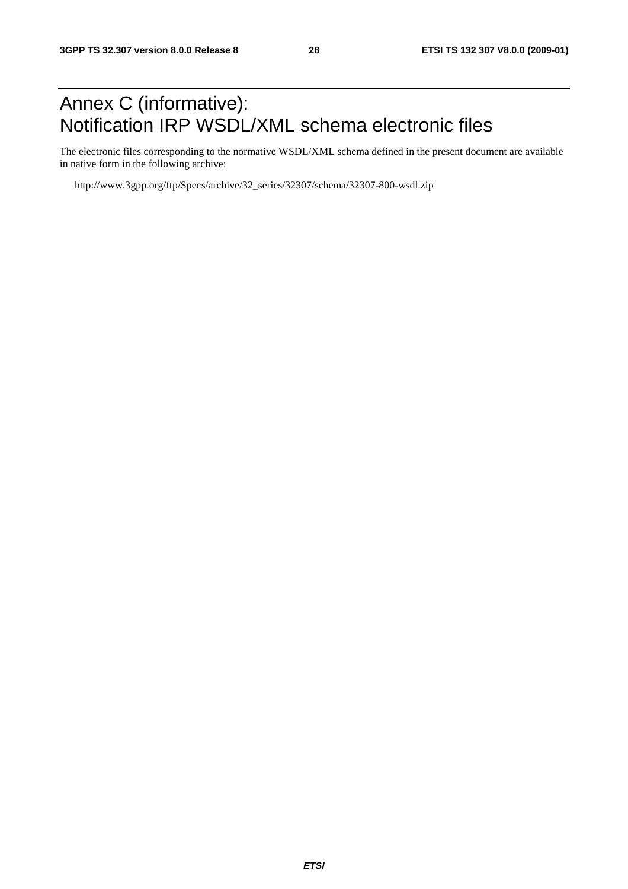# Annex C (informative): Notification IRP WSDL/XML schema electronic files

The electronic files corresponding to the normative WSDL/XML schema defined in the present document are available in native form in the following archive:

http://www.3gpp.org/ftp/Specs/archive/32_series/32307/schema/32307-800-wsdl.zip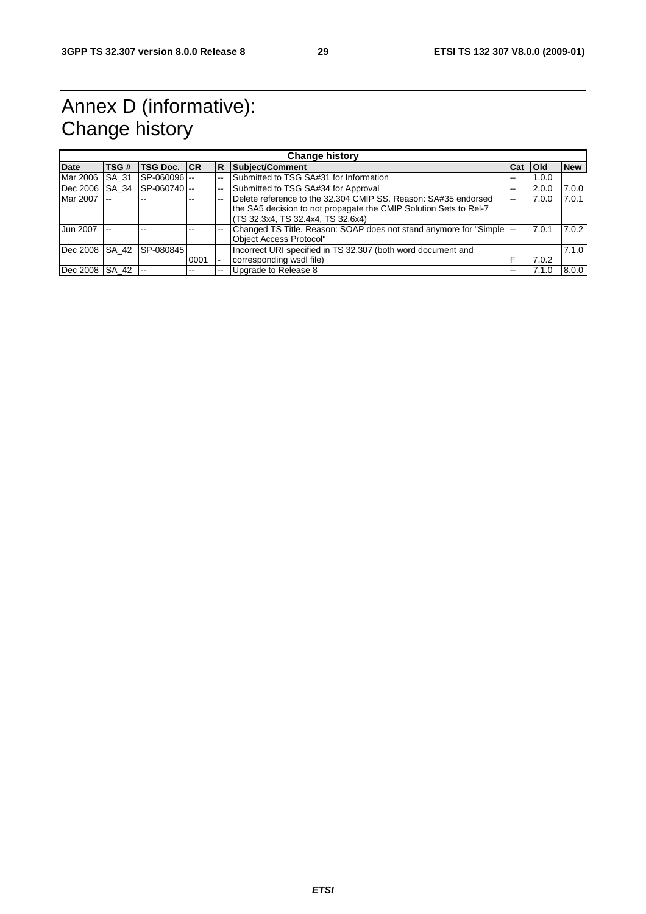# Annex D (informative): Change history

| Change history | | | | | | | | |
|---|---|---|---|---|---|---|---|---|
| **Date** | **TSG #** | **TSG Doc.** | **CR** | **R** | **Subject/Comment** | **Cat** | **Old** | **New** |
| Mar 2006 | SA_31 | SP-060096 | -- | -- | Submitted to TSG SA#31 for Information | -- | 1.0.0 | |
| Dec 2006 | SA_34 | SP-060740 | -- | -- | Submitted to TSG SA#34 for Approval | -- | 2.0.0 | 7.0.0 |
| Mar 2007 | -- | -- | -- | -- | Delete reference to the 32.304 CMIP SS. Reason: SA#35 endorsed the SA5 decision to not propagate the CMIP Solution Sets to Rel-7 (TS 32.3x4, TS 32.4x4, TS 32.6x4) | -- | 7.0.0 | 7.0.1 |
| Jun 2007 | -- | -- | -- | -- | Changed TS Title. Reason: SOAP does not stand anymore for "Simple Object Access Protocol" | -- | 7.0.1 | 7.0.2 |
| Dec 2008 | SA_42 | SP-080845 | 0001 | - | Incorrect URI specified in TS 32.307 (both word document and corresponding wsdl file) | F | 7.0.2 | 7.1.0 |
| Dec 2008 | SA_42 | -- | -- | -- | Upgrade to Release 8 | -- | 7.1.0 | 8.0.0 |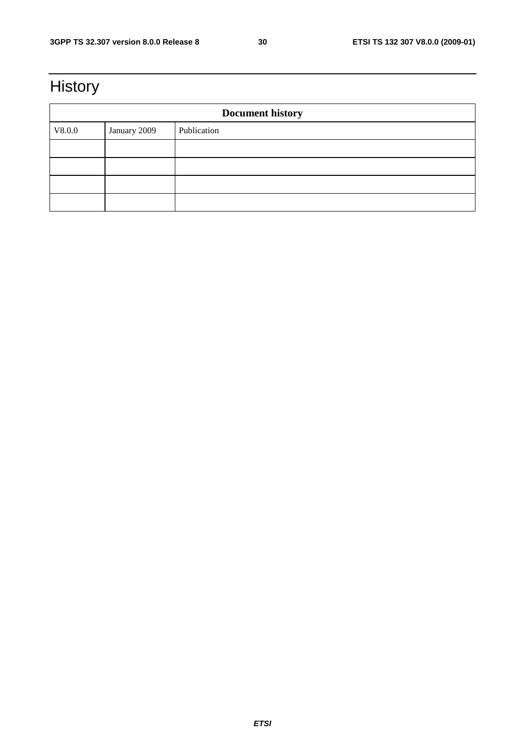# History

| Document history | | |
|---|---|---|
| V8.0.0 | January 2009 | Publication |
| | | |
| | | |
| | | |
| | | |